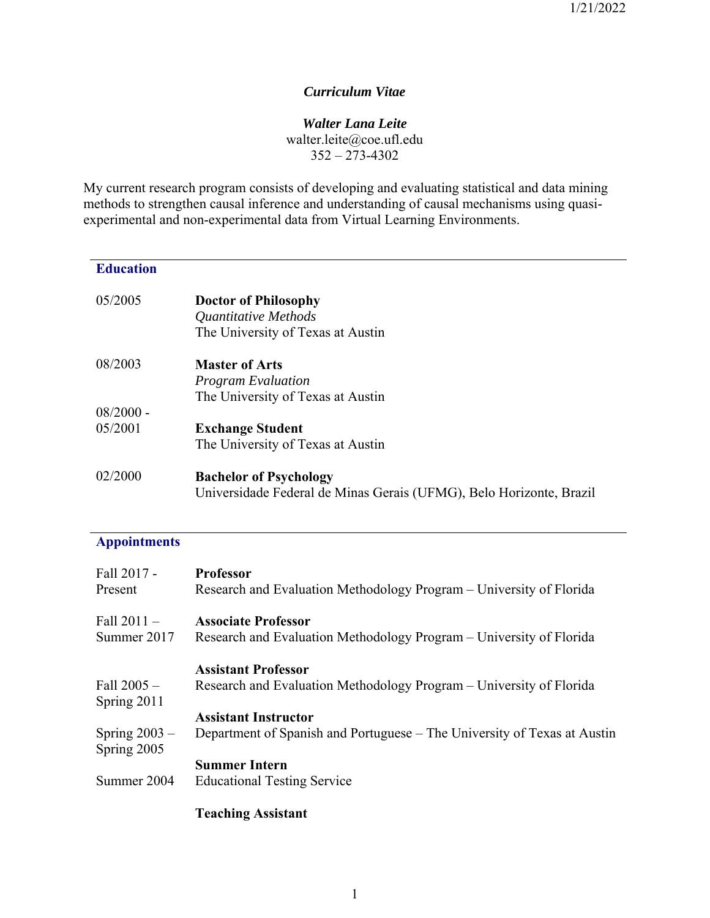*Curriculum Vitae*

***Walter Lana Leite***
walter.leite@coe.ufl.edu
352 – 273-4302

My current research program consists of developing and evaluating statistical and data mining methods to strengthen causal inference and understanding of causal mechanisms using quasi-experimental and non-experimental data from Virtual Learning Environments.

## Education

05/2005 — **Doctor of Philosophy**
*Quantitative Methods*
The University of Texas at Austin

08/2003 — **Master of Arts**
*Program Evaluation*
The University of Texas at Austin

08/2000 - 05/2001 — **Exchange Student**
The University of Texas at Austin

02/2000 — **Bachelor of Psychology**
Universidade Federal de Minas Gerais (UFMG), Belo Horizonte, Brazil

## Appointments

Fall 2017 - Present — **Professor**
Research and Evaluation Methodology Program – University of Florida

Fall 2011 – Summer 2017 — **Associate Professor**
Research and Evaluation Methodology Program – University of Florida

Fall 2005 – Spring 2011 — **Assistant Professor**
Research and Evaluation Methodology Program – University of Florida

Spring 2003 – Spring 2005 — **Assistant Instructor**
Department of Spanish and Portuguese – The University of Texas at Austin

Summer 2004 — **Summer Intern**
Educational Testing Service

**Teaching Assistant**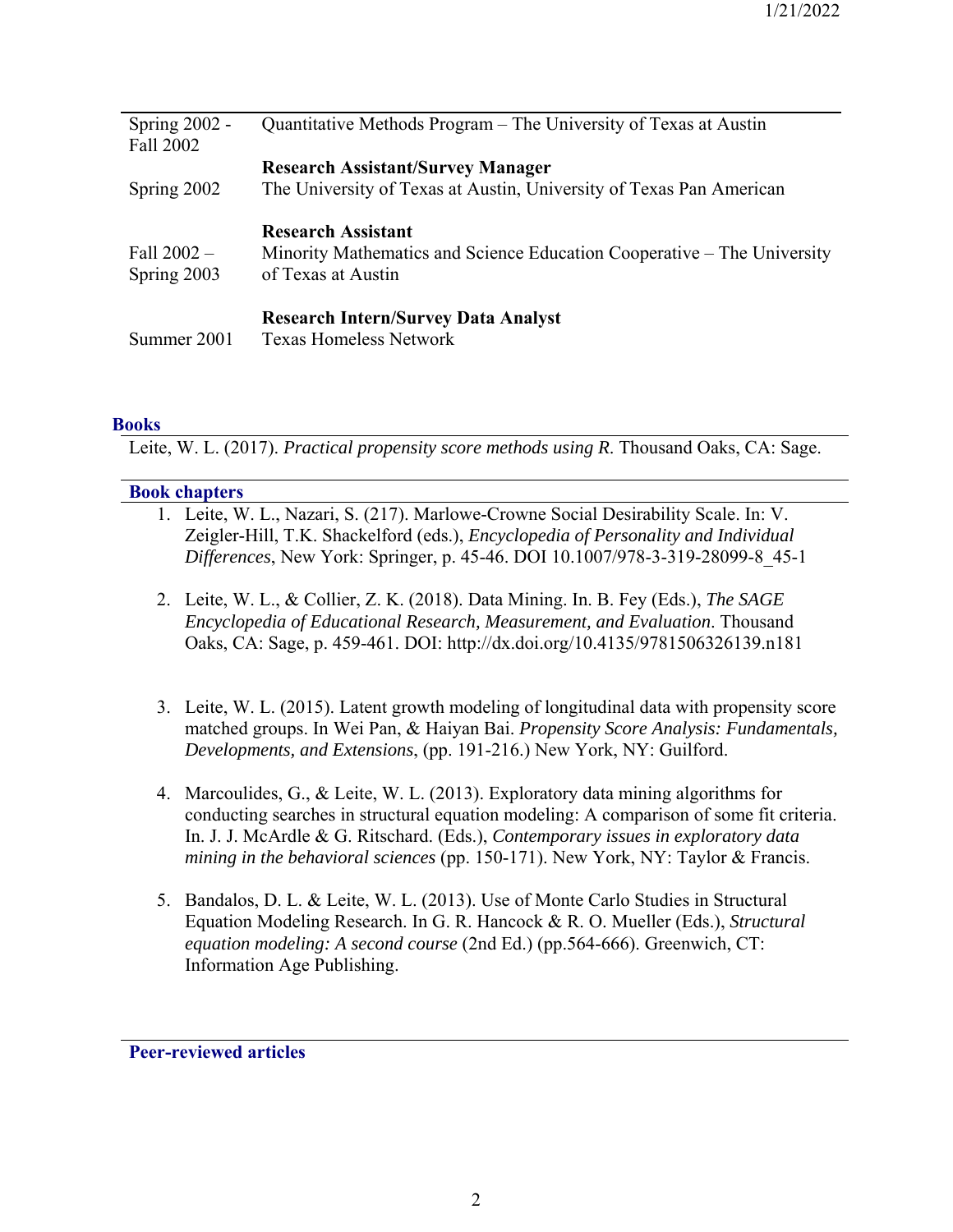| | |
|---|---|
| Spring 2002 - Fall 2002 | Quantitative Methods Program – The University of Texas at Austin |
| | **Research Assistant/Survey Manager** |
| Spring 2002 | The University of Texas at Austin, University of Texas Pan American |
| | **Research Assistant** |
| Fall 2002 – Spring 2003 | Minority Mathematics and Science Education Cooperative – The University of Texas at Austin |
| | **Research Intern/Survey Data Analyst** |
| Summer 2001 | Texas Homeless Network |

## Books

Leite, W. L. (2017). *Practical propensity score methods using R*. Thousand Oaks, CA: Sage.

## Book chapters

1. Leite, W. L., Nazari, S. (217). Marlowe-Crowne Social Desirability Scale. In: V. Zeigler-Hill, T.K. Shackelford (eds.), *Encyclopedia of Personality and Individual Differences*, New York: Springer, p. 45-46. DOI 10.1007/978-3-319-28099-8_45-1

2. Leite, W. L., & Collier, Z. K. (2018). Data Mining. In. B. Fey (Eds.), *The SAGE Encyclopedia of Educational Research, Measurement, and Evaluation*. Thousand Oaks, CA: Sage, p. 459-461. DOI: http://dx.doi.org/10.4135/9781506326139.n181

3. Leite, W. L. (2015). Latent growth modeling of longitudinal data with propensity score matched groups. In Wei Pan, & Haiyan Bai. *Propensity Score Analysis: Fundamentals, Developments, and Extensions*, (pp. 191-216.) New York, NY: Guilford.

4. Marcoulides, G., & Leite, W. L. (2013). Exploratory data mining algorithms for conducting searches in structural equation modeling: A comparison of some fit criteria. In. J. J. McArdle & G. Ritschard. (Eds.), *Contemporary issues in exploratory data mining in the behavioral sciences* (pp. 150-171). New York, NY: Taylor & Francis.

5. Bandalos, D. L. & Leite, W. L. (2013). Use of Monte Carlo Studies in Structural Equation Modeling Research. In G. R. Hancock & R. O. Mueller (Eds.), *Structural equation modeling: A second course* (2nd Ed.) (pp.564-666). Greenwich, CT: Information Age Publishing.

## Peer-reviewed articles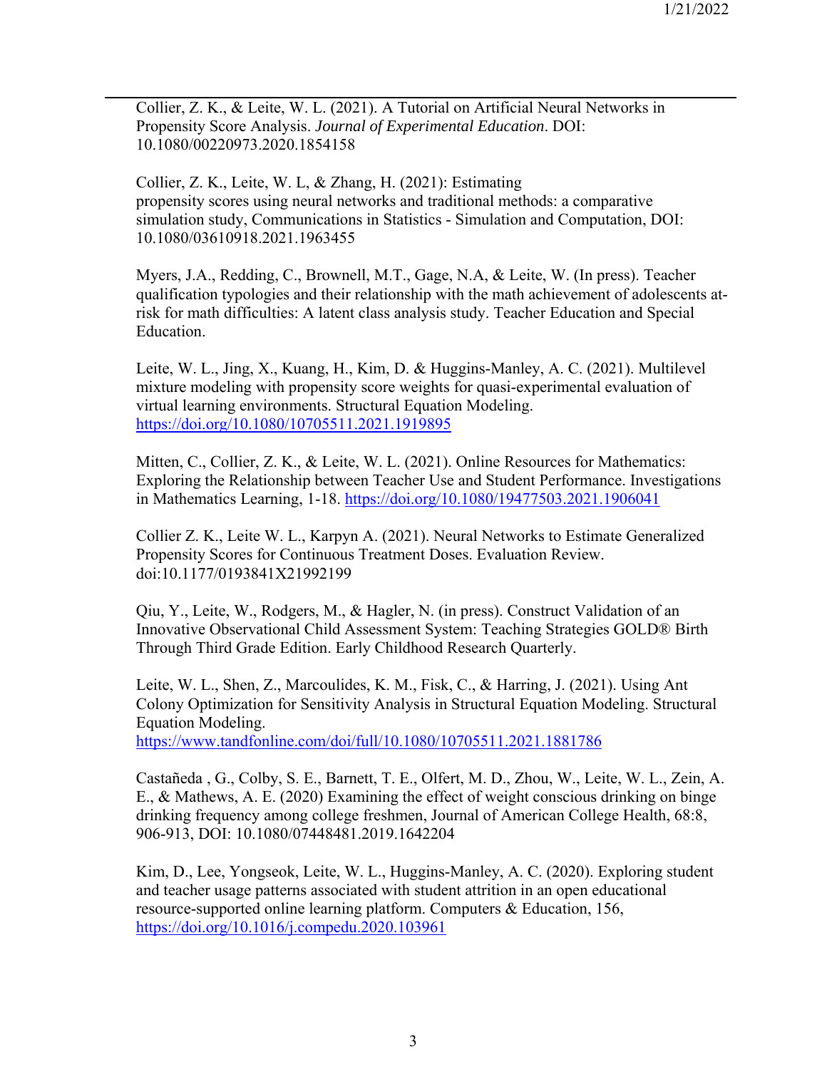Collier, Z. K., & Leite, W. L. (2021). A Tutorial on Artificial Neural Networks in Propensity Score Analysis. *Journal of Experimental Education*. DOI: 10.1080/00220973.2020.1854158

Collier, Z. K., Leite, W. L, & Zhang, H. (2021): Estimating propensity scores using neural networks and traditional methods: a comparative simulation study, Communications in Statistics - Simulation and Computation, DOI: 10.1080/03610918.2021.1963455

Myers, J.A., Redding, C., Brownell, M.T., Gage, N.A, & Leite, W. (In press). Teacher qualification typologies and their relationship with the math achievement of adolescents at-risk for math difficulties: A latent class analysis study. Teacher Education and Special Education.

Leite, W. L., Jing, X., Kuang, H., Kim, D. & Huggins-Manley, A. C. (2021). Multilevel mixture modeling with propensity score weights for quasi-experimental evaluation of virtual learning environments. Structural Equation Modeling. https://doi.org/10.1080/10705511.2021.1919895

Mitten, C., Collier, Z. K., & Leite, W. L. (2021). Online Resources for Mathematics: Exploring the Relationship between Teacher Use and Student Performance. Investigations in Mathematics Learning, 1-18. https://doi.org/10.1080/19477503.2021.1906041

Collier Z. K., Leite W. L., Karpyn A. (2021). Neural Networks to Estimate Generalized Propensity Scores for Continuous Treatment Doses. Evaluation Review. doi:10.1177/0193841X21992199

Qiu, Y., Leite, W., Rodgers, M., & Hagler, N. (in press). Construct Validation of an Innovative Observational Child Assessment System: Teaching Strategies GOLD® Birth Through Third Grade Edition. Early Childhood Research Quarterly.

Leite, W. L., Shen, Z., Marcoulides, K. M., Fisk, C., & Harring, J. (2021). Using Ant Colony Optimization for Sensitivity Analysis in Structural Equation Modeling. Structural Equation Modeling. https://www.tandfonline.com/doi/full/10.1080/10705511.2021.1881786

Castañeda , G., Colby, S. E., Barnett, T. E., Olfert, M. D., Zhou, W., Leite, W. L., Zein, A. E., & Mathews, A. E. (2020) Examining the effect of weight conscious drinking on binge drinking frequency among college freshmen, Journal of American College Health, 68:8, 906-913, DOI: 10.1080/07448481.2019.1642204

Kim, D., Lee, Yongseok, Leite, W. L., Huggins-Manley, A. C. (2020). Exploring student and teacher usage patterns associated with student attrition in an open educational resource-supported online learning platform. Computers & Education, 156, https://doi.org/10.1016/j.compedu.2020.103961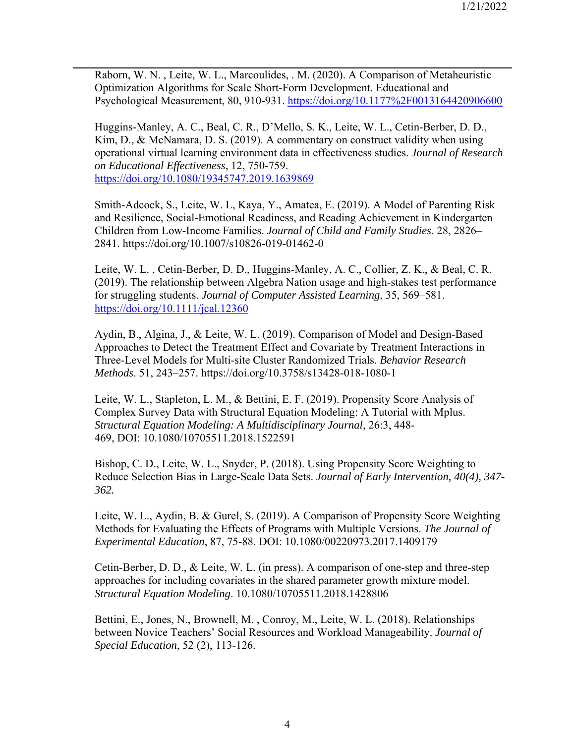Raborn, W. N. , Leite, W. L., Marcoulides, . M. (2020). A Comparison of Metaheuristic Optimization Algorithms for Scale Short-Form Development. Educational and Psychological Measurement, 80, 910-931. https://doi.org/10.1177%2F0013164420906600

Huggins-Manley, A. C., Beal, C. R., D'Mello, S. K., Leite, W. L., Cetin-Berber, D. D., Kim, D., & McNamara, D. S. (2019). A commentary on construct validity when using operational virtual learning environment data in effectiveness studies. *Journal of Research on Educational Effectiveness*, 12, 750-759. https://doi.org/10.1080/19345747.2019.1639869

Smith-Adcock, S., Leite, W. L, Kaya, Y., Amatea, E. (2019). A Model of Parenting Risk and Resilience, Social-Emotional Readiness, and Reading Achievement in Kindergarten Children from Low-Income Families. *Journal of Child and Family Studies*. 28, 2826–2841. https://doi.org/10.1007/s10826-019-01462-0

Leite, W. L. , Cetin-Berber, D. D., Huggins-Manley, A. C., Collier, Z. K., & Beal, C. R. (2019). The relationship between Algebra Nation usage and high-stakes test performance for struggling students. *Journal of Computer Assisted Learning*, 35, 569–581. https://doi.org/10.1111/jcal.12360

Aydin, B., Algina, J., & Leite, W. L. (2019). Comparison of Model and Design-Based Approaches to Detect the Treatment Effect and Covariate by Treatment Interactions in Three-Level Models for Multi-site Cluster Randomized Trials. *Behavior Research Methods*. 51, 243–257. https://doi.org/10.3758/s13428-018-1080-1

Leite, W. L., Stapleton, L. M., & Bettini, E. F. (2019). Propensity Score Analysis of Complex Survey Data with Structural Equation Modeling: A Tutorial with Mplus. *Structural Equation Modeling: A Multidisciplinary Journal*, 26:3, 448-469, DOI: 10.1080/10705511.2018.1522591

Bishop, C. D., Leite, W. L., Snyder, P. (2018). Using Propensity Score Weighting to Reduce Selection Bias in Large-Scale Data Sets. *Journal of Early Intervention, 40(4), 347-362.*

Leite, W. L., Aydin, B. & Gurel, S. (2019). A Comparison of Propensity Score Weighting Methods for Evaluating the Effects of Programs with Multiple Versions. *The Journal of Experimental Education*, 87, 75-88. DOI: 10.1080/00220973.2017.1409179

Cetin-Berber, D. D., & Leite, W. L. (in press). A comparison of one-step and three-step approaches for including covariates in the shared parameter growth mixture model. *Structural Equation Modeling*. 10.1080/10705511.2018.1428806

Bettini, E., Jones, N., Brownell, M. , Conroy, M., Leite, W. L. (2018). Relationships between Novice Teachers' Social Resources and Workload Manageability. *Journal of Special Education*, 52 (2), 113-126.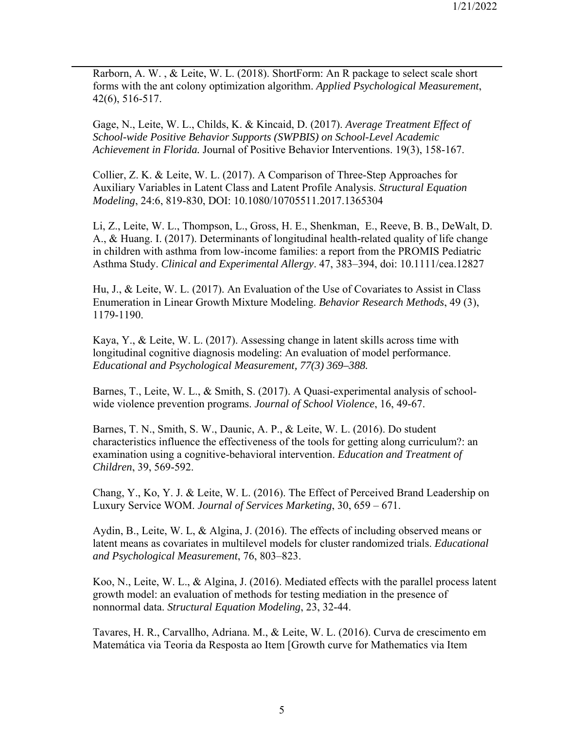Rarborn, A. W. , & Leite, W. L. (2018). ShortForm: An R package to select scale short forms with the ant colony optimization algorithm. *Applied Psychological Measurement*, 42(6), 516-517.

Gage, N., Leite, W. L., Childs, K. & Kincaid, D. (2017). *Average Treatment Effect of School-wide Positive Behavior Supports (SWPBIS) on School-Level Academic Achievement in Florida.* Journal of Positive Behavior Interventions. 19(3), 158-167.

Collier, Z. K. & Leite, W. L. (2017). A Comparison of Three-Step Approaches for Auxiliary Variables in Latent Class and Latent Profile Analysis. *Structural Equation Modeling*, 24:6, 819-830, DOI: 10.1080/10705511.2017.1365304

Li, Z., Leite, W. L., Thompson, L., Gross, H. E., Shenkman, E., Reeve, B. B., DeWalt, D. A., & Huang. I. (2017). Determinants of longitudinal health-related quality of life change in children with asthma from low-income families: a report from the PROMIS Pediatric Asthma Study. *Clinical and Experimental Allergy*. 47, 383–394, doi: 10.1111/cea.12827

Hu, J., & Leite, W. L. (2017). An Evaluation of the Use of Covariates to Assist in Class Enumeration in Linear Growth Mixture Modeling. *Behavior Research Methods*, 49 (3), 1179-1190.

Kaya, Y., & Leite, W. L. (2017). Assessing change in latent skills across time with longitudinal cognitive diagnosis modeling: An evaluation of model performance. *Educational and Psychological Measurement, 77(3) 369–388.*

Barnes, T., Leite, W. L., & Smith, S. (2017). A Quasi-experimental analysis of school-wide violence prevention programs. *Journal of School Violence*, 16, 49-67.

Barnes, T. N., Smith, S. W., Daunic, A. P., & Leite, W. L. (2016). Do student characteristics influence the effectiveness of the tools for getting along curriculum?: an examination using a cognitive-behavioral intervention. *Education and Treatment of Children*, 39, 569-592.

Chang, Y., Ko, Y. J. & Leite, W. L. (2016). The Effect of Perceived Brand Leadership on Luxury Service WOM. *Journal of Services Marketing*, 30, 659 – 671.

Aydin, B., Leite, W. L, & Algina, J. (2016). The effects of including observed means or latent means as covariates in multilevel models for cluster randomized trials. *Educational and Psychological Measurement*, 76, 803–823.

Koo, N., Leite, W. L., & Algina, J. (2016). Mediated effects with the parallel process latent growth model: an evaluation of methods for testing mediation in the presence of nonnormal data. *Structural Equation Modeling*, 23, 32-44.

Tavares, H. R., Carvallho, Adriana. M., & Leite, W. L. (2016). Curva de crescimento em Matemática via Teoria da Resposta ao Item [Growth curve for Mathematics via Item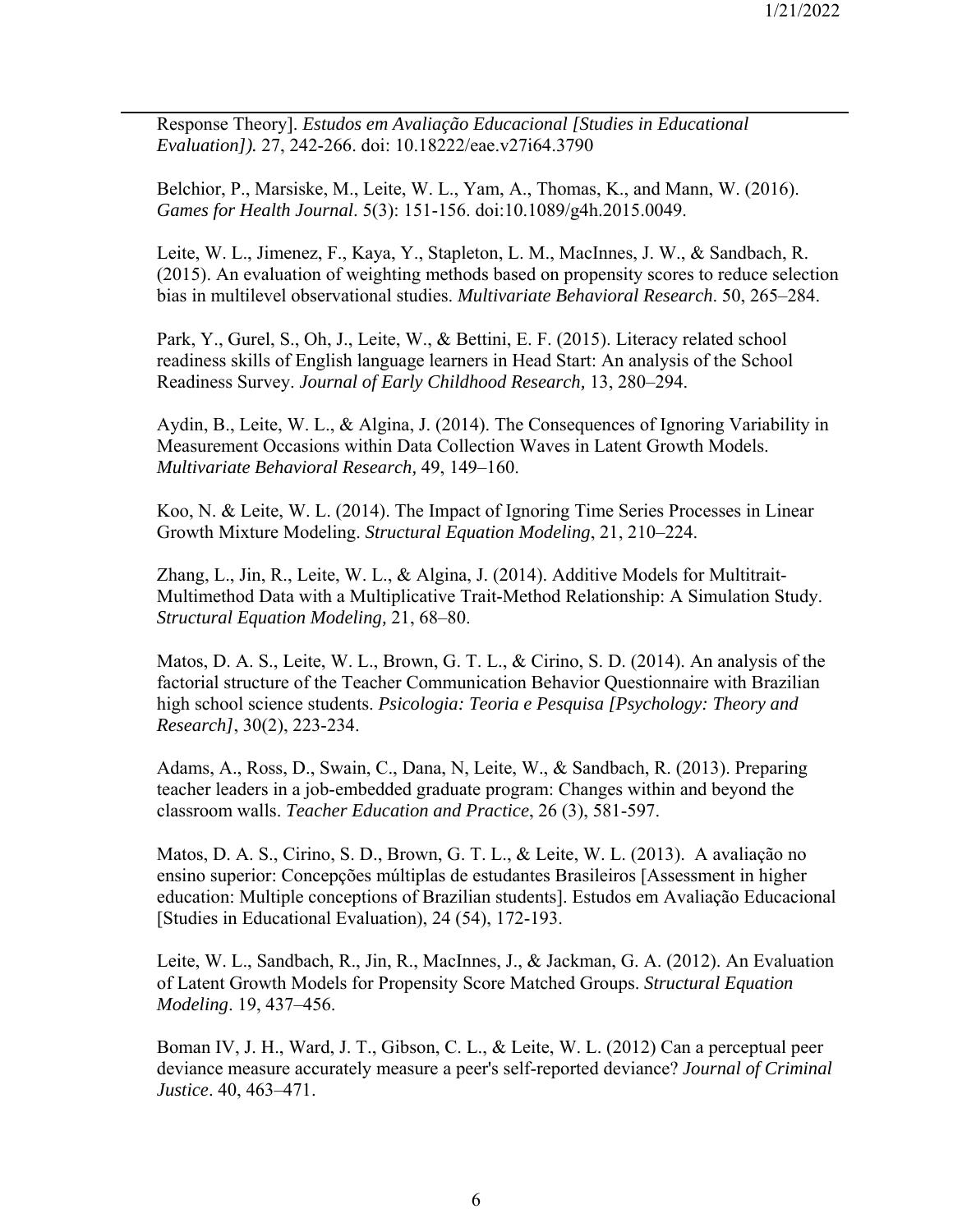Response Theory]. *Estudos em Avaliação Educacional [Studies in Educational Evaluation]).* 27, 242-266. doi: 10.18222/eae.v27i64.3790

Belchior, P., Marsiske, M., Leite, W. L., Yam, A., Thomas, K., and Mann, W. (2016). *Games for Health Journal*. 5(3): 151-156. doi:10.1089/g4h.2015.0049.

Leite, W. L., Jimenez, F., Kaya, Y., Stapleton, L. M., MacInnes, J. W., & Sandbach, R. (2015). An evaluation of weighting methods based on propensity scores to reduce selection bias in multilevel observational studies. *Multivariate Behavioral Research*. 50, 265–284.

Park, Y., Gurel, S., Oh, J., Leite, W., & Bettini, E. F. (2015). Literacy related school readiness skills of English language learners in Head Start: An analysis of the School Readiness Survey. *Journal of Early Childhood Research,* 13, 280–294.

Aydin, B., Leite, W. L., & Algina, J. (2014). The Consequences of Ignoring Variability in Measurement Occasions within Data Collection Waves in Latent Growth Models. *Multivariate Behavioral Research,* 49, 149–160.

Koo, N. & Leite, W. L. (2014). The Impact of Ignoring Time Series Processes in Linear Growth Mixture Modeling. *Structural Equation Modeling*, 21, 210–224.

Zhang, L., Jin, R., Leite, W. L., & Algina, J. (2014). Additive Models for Multitrait-Multimethod Data with a Multiplicative Trait-Method Relationship: A Simulation Study. *Structural Equation Modeling,* 21, 68–80.

Matos, D. A. S., Leite, W. L., Brown, G. T. L., & Cirino, S. D. (2014). An analysis of the factorial structure of the Teacher Communication Behavior Questionnaire with Brazilian high school science students. *Psicologia: Teoria e Pesquisa [Psychology: Theory and Research]*, 30(2), 223-234.

Adams, A., Ross, D., Swain, C., Dana, N, Leite, W., & Sandbach, R. (2013). Preparing teacher leaders in a job-embedded graduate program: Changes within and beyond the classroom walls. *Teacher Education and Practice*, 26 (3), 581-597.

Matos, D. A. S., Cirino, S. D., Brown, G. T. L., & Leite, W. L. (2013). A avaliação no ensino superior: Concepções múltiplas de estudantes Brasileiros [Assessment in higher education: Multiple conceptions of Brazilian students]. Estudos em Avaliação Educacional [Studies in Educational Evaluation), 24 (54), 172-193.

Leite, W. L., Sandbach, R., Jin, R., MacInnes, J., & Jackman, G. A. (2012). An Evaluation of Latent Growth Models for Propensity Score Matched Groups. *Structural Equation Modeling*. 19, 437–456.

Boman IV, J. H., Ward, J. T., Gibson, C. L., & Leite, W. L. (2012) Can a perceptual peer deviance measure accurately measure a peer's self-reported deviance? *Journal of Criminal Justice*. 40, 463–471.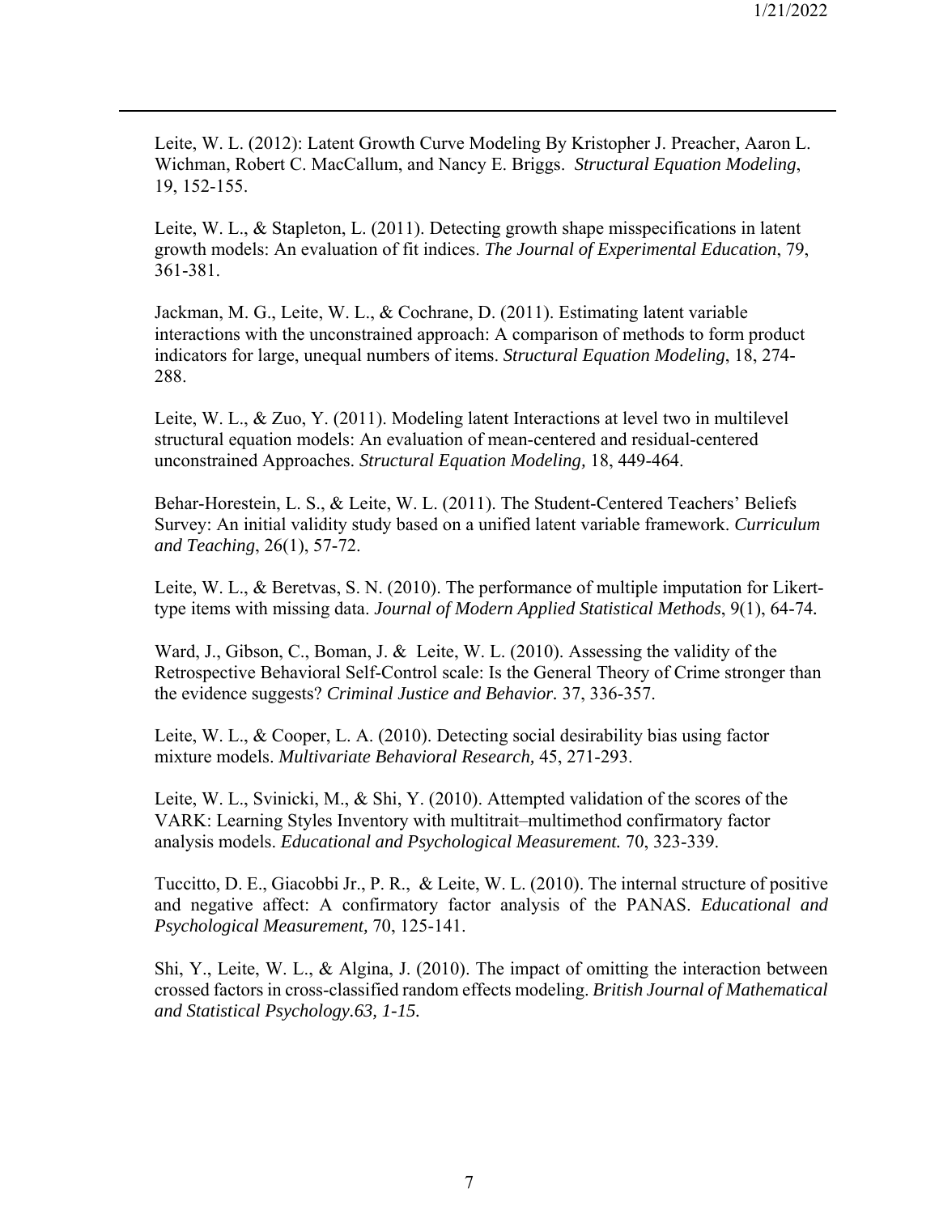Leite, W. L. (2012): Latent Growth Curve Modeling By Kristopher J. Preacher, Aaron L. Wichman, Robert C. MacCallum, and Nancy E. Briggs. *Structural Equation Modeling*, 19, 152-155.

Leite, W. L., & Stapleton, L. (2011). Detecting growth shape misspecifications in latent growth models: An evaluation of fit indices. *The Journal of Experimental Education*, 79, 361-381.

Jackman, M. G., Leite, W. L., & Cochrane, D. (2011). Estimating latent variable interactions with the unconstrained approach: A comparison of methods to form product indicators for large, unequal numbers of items. *Structural Equation Modeling*, 18, 274-288.

Leite, W. L., & Zuo, Y. (2011). Modeling latent Interactions at level two in multilevel structural equation models: An evaluation of mean-centered and residual-centered unconstrained Approaches. *Structural Equation Modeling,* 18, 449-464.

Behar-Horestein, L. S., & Leite, W. L. (2011). The Student-Centered Teachers' Beliefs Survey: An initial validity study based on a unified latent variable framework. *Curriculum and Teaching*, 26(1), 57-72.

Leite, W. L., & Beretvas, S. N. (2010). The performance of multiple imputation for Likert-type items with missing data. *Journal of Modern Applied Statistical Methods*, 9(1), 64-74.

Ward, J., Gibson, C., Boman, J. & Leite, W. L. (2010). Assessing the validity of the Retrospective Behavioral Self-Control scale: Is the General Theory of Crime stronger than the evidence suggests? *Criminal Justice and Behavior.* 37, 336-357.

Leite, W. L., & Cooper, L. A. (2010). Detecting social desirability bias using factor mixture models. *Multivariate Behavioral Research,* 45, 271-293.

Leite, W. L., Svinicki, M., & Shi, Y. (2010). Attempted validation of the scores of the VARK: Learning Styles Inventory with multitrait–multimethod confirmatory factor analysis models. *Educational and Psychological Measurement.* 70, 323-339.

Tuccitto, D. E., Giacobbi Jr., P. R., & Leite, W. L. (2010). The internal structure of positive and negative affect: A confirmatory factor analysis of the PANAS. *Educational and Psychological Measurement,* 70, 125-141.

Shi, Y., Leite, W. L., & Algina, J. (2010). The impact of omitting the interaction between crossed factors in cross-classified random effects modeling. *British Journal of Mathematical and Statistical Psychology.63, 1-15.*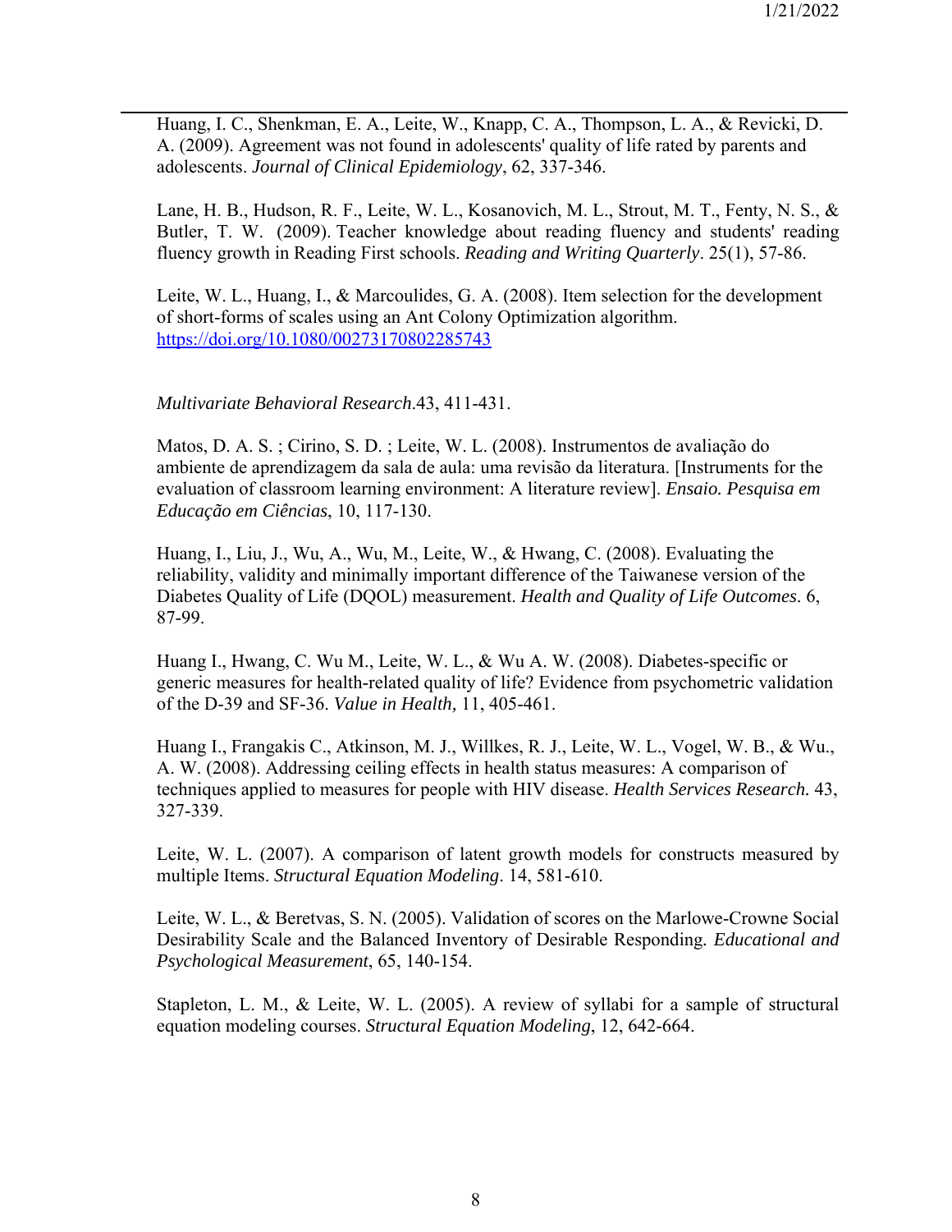Huang, I. C., Shenkman, E. A., Leite, W., Knapp, C. A., Thompson, L. A., & Revicki, D. A. (2009). Agreement was not found in adolescents' quality of life rated by parents and adolescents. *Journal of Clinical Epidemiology*, 62, 337-346.

Lane, H. B., Hudson, R. F., Leite, W. L., Kosanovich, M. L., Strout, M. T., Fenty, N. S., & Butler, T. W. (2009). Teacher knowledge about reading fluency and students' reading fluency growth in Reading First schools. *Reading and Writing Quarterly*. 25(1), 57-86.

Leite, W. L., Huang, I., & Marcoulides, G. A. (2008). Item selection for the development of short-forms of scales using an Ant Colony Optimization algorithm. https://doi.org/10.1080/00273170802285743

*Multivariate Behavioral Research*.43, 411-431.

Matos, D. A. S. ; Cirino, S. D. ; Leite, W. L. (2008). Instrumentos de avaliação do ambiente de aprendizagem da sala de aula: uma revisão da literatura. [Instruments for the evaluation of classroom learning environment: A literature review]. *Ensaio. Pesquisa em Educação em Ciências*, 10, 117-130.

Huang, I., Liu, J., Wu, A., Wu, M., Leite, W., & Hwang, C. (2008). Evaluating the reliability, validity and minimally important difference of the Taiwanese version of the Diabetes Quality of Life (DQOL) measurement. *Health and Quality of Life Outcomes*. 6, 87-99.

Huang I., Hwang, C. Wu M., Leite, W. L., & Wu A. W. (2008). Diabetes-specific or generic measures for health-related quality of life? Evidence from psychometric validation of the D-39 and SF-36. *Value in Health,* 11, 405-461.

Huang I., Frangakis C., Atkinson, M. J., Willkes, R. J., Leite, W. L., Vogel, W. B., & Wu., A. W. (2008). Addressing ceiling effects in health status measures: A comparison of techniques applied to measures for people with HIV disease. *Health Services Research.* 43, 327-339.

Leite, W. L. (2007). A comparison of latent growth models for constructs measured by multiple Items. *Structural Equation Modeling*. 14, 581-610.

Leite, W. L., & Beretvas, S. N. (2005). Validation of scores on the Marlowe-Crowne Social Desirability Scale and the Balanced Inventory of Desirable Responding. *Educational and Psychological Measurement*, 65, 140-154.

Stapleton, L. M., & Leite, W. L. (2005). A review of syllabi for a sample of structural equation modeling courses. *Structural Equation Modeling*, 12, 642-664.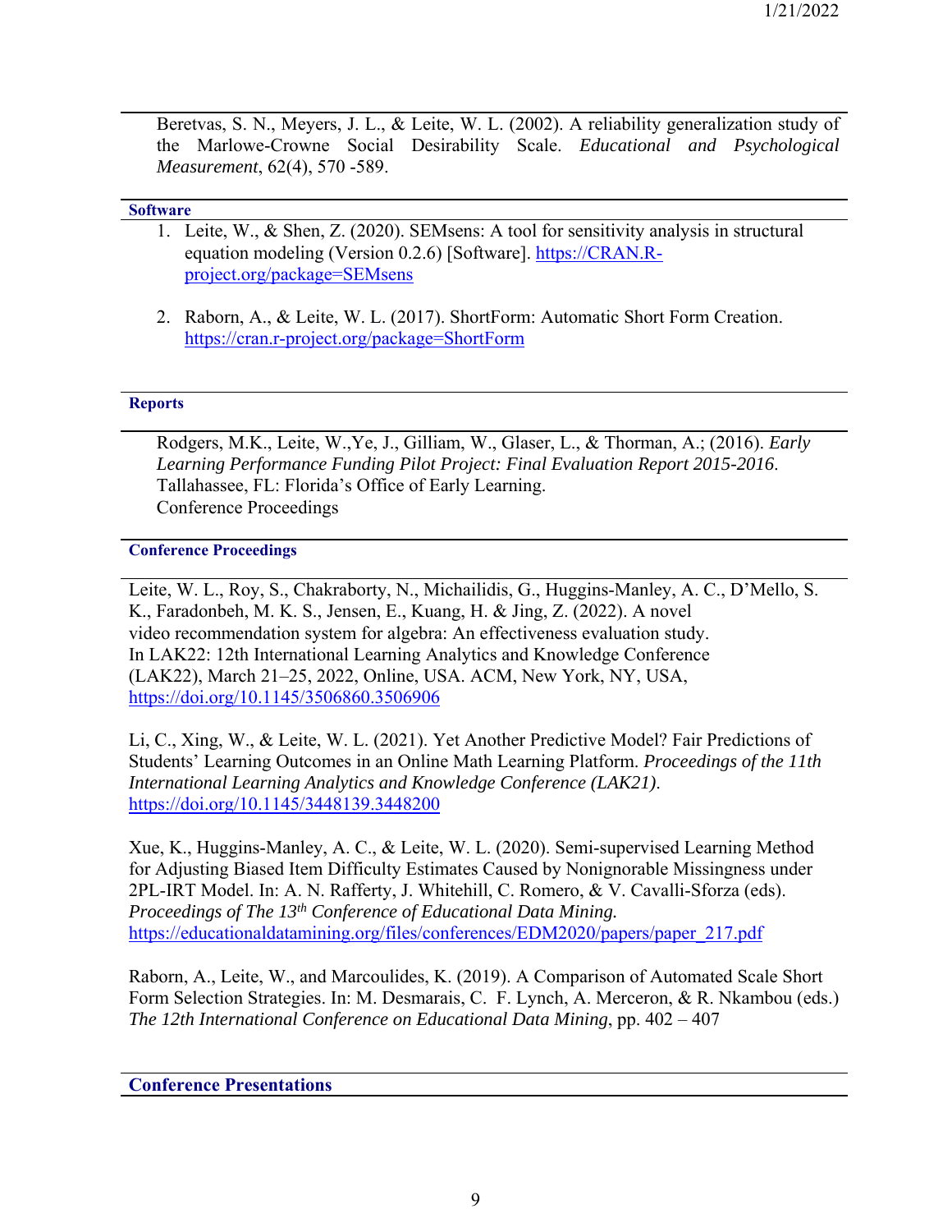Beretvas, S. N., Meyers, J. L., & Leite, W. L. (2002). A reliability generalization study of the Marlowe-Crowne Social Desirability Scale. *Educational and Psychological Measurement*, 62(4), 570 -589.

## Software

1. Leite, W., & Shen, Z. (2020). SEMsens: A tool for sensitivity analysis in structural equation modeling (Version 0.2.6) [Software]. https://CRAN.R-project.org/package=SEMsens

2. Raborn, A., & Leite, W. L. (2017). ShortForm: Automatic Short Form Creation. https://cran.r-project.org/package=ShortForm

## Reports

Rodgers, M.K., Leite, W.,Ye, J., Gilliam, W., Glaser, L., & Thorman, A.; (2016). *Early Learning Performance Funding Pilot Project: Final Evaluation Report 2015-2016*. Tallahassee, FL: Florida's Office of Early Learning.
Conference Proceedings

## Conference Proceedings

Leite, W. L., Roy, S., Chakraborty, N., Michailidis, G., Huggins-Manley, A. C., D'Mello, S. K., Faradonbeh, M. K. S., Jensen, E., Kuang, H. & Jing, Z. (2022). A novel video recommendation system for algebra: An effectiveness evaluation study. In LAK22: 12th International Learning Analytics and Knowledge Conference (LAK22), March 21–25, 2022, Online, USA. ACM, New York, NY, USA, https://doi.org/10.1145/3506860.3506906

Li, C., Xing, W., & Leite, W. L. (2021). Yet Another Predictive Model? Fair Predictions of Students' Learning Outcomes in an Online Math Learning Platform. *Proceedings of the 11th International Learning Analytics and Knowledge Conference (LAK21)*. https://doi.org/10.1145/3448139.3448200

Xue, K., Huggins-Manley, A. C., & Leite, W. L. (2020). Semi-supervised Learning Method for Adjusting Biased Item Difficulty Estimates Caused by Nonignorable Missingness under 2PL-IRT Model. In: A. N. Rafferty, J. Whitehill, C. Romero, & V. Cavalli-Sforza (eds). *Proceedings of The 13th Conference of Educational Data Mining.* https://educationaldatamining.org/files/conferences/EDM2020/papers/paper_217.pdf

Raborn, A., Leite, W., and Marcoulides, K. (2019). A Comparison of Automated Scale Short Form Selection Strategies. In: M. Desmarais, C. F. Lynch, A. Merceron, & R. Nkambou (eds.) *The 12th International Conference on Educational Data Mining*, pp. 402 – 407

## Conference Presentations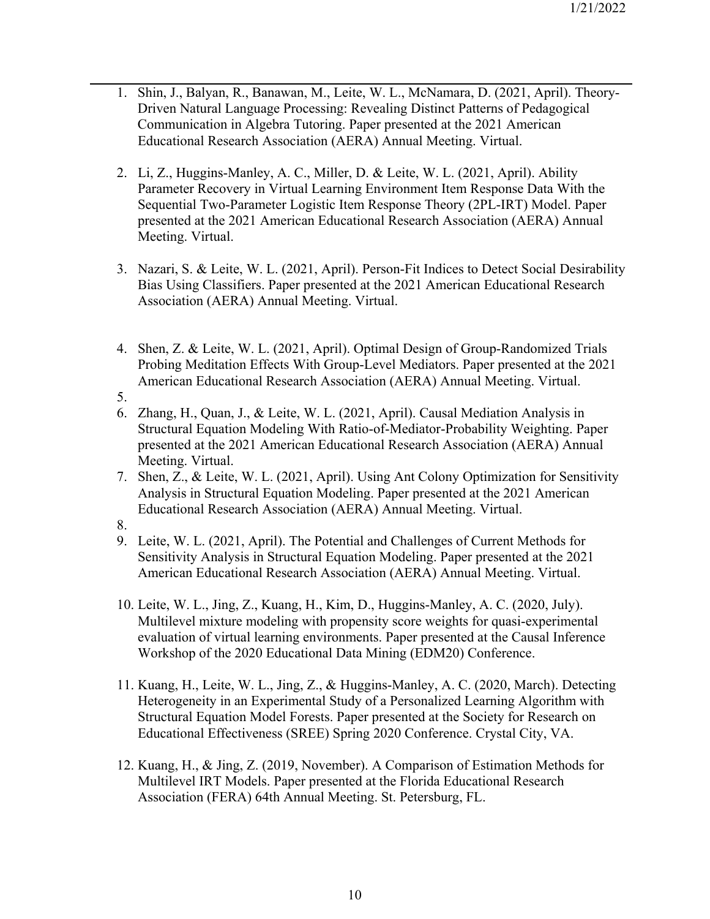1. Shin, J., Balyan, R., Banawan, M., Leite, W. L., McNamara, D. (2021, April). Theory-Driven Natural Language Processing: Revealing Distinct Patterns of Pedagogical Communication in Algebra Tutoring. Paper presented at the 2021 American Educational Research Association (AERA) Annual Meeting. Virtual.

2. Li, Z., Huggins-Manley, A. C., Miller, D. & Leite, W. L. (2021, April). Ability Parameter Recovery in Virtual Learning Environment Item Response Data With the Sequential Two-Parameter Logistic Item Response Theory (2PL-IRT) Model. Paper presented at the 2021 American Educational Research Association (AERA) Annual Meeting. Virtual.

3. Nazari, S. & Leite, W. L. (2021, April). Person-Fit Indices to Detect Social Desirability Bias Using Classifiers. Paper presented at the 2021 American Educational Research Association (AERA) Annual Meeting. Virtual.

4. Shen, Z. & Leite, W. L. (2021, April). Optimal Design of Group-Randomized Trials Probing Meditation Effects With Group-Level Mediators. Paper presented at the 2021 American Educational Research Association (AERA) Annual Meeting. Virtual.

5. 

6. Zhang, H., Quan, J., & Leite, W. L. (2021, April). Causal Mediation Analysis in Structural Equation Modeling With Ratio-of-Mediator-Probability Weighting. Paper presented at the 2021 American Educational Research Association (AERA) Annual Meeting. Virtual.

7. Shen, Z., & Leite, W. L. (2021, April). Using Ant Colony Optimization for Sensitivity Analysis in Structural Equation Modeling. Paper presented at the 2021 American Educational Research Association (AERA) Annual Meeting. Virtual.

8. 

9. Leite, W. L. (2021, April). The Potential and Challenges of Current Methods for Sensitivity Analysis in Structural Equation Modeling. Paper presented at the 2021 American Educational Research Association (AERA) Annual Meeting. Virtual.

10. Leite, W. L., Jing, Z., Kuang, H., Kim, D., Huggins-Manley, A. C. (2020, July). Multilevel mixture modeling with propensity score weights for quasi-experimental evaluation of virtual learning environments. Paper presented at the Causal Inference Workshop of the 2020 Educational Data Mining (EDM20) Conference.

11. Kuang, H., Leite, W. L., Jing, Z., & Huggins-Manley, A. C. (2020, March). Detecting Heterogeneity in an Experimental Study of a Personalized Learning Algorithm with Structural Equation Model Forests. Paper presented at the Society for Research on Educational Effectiveness (SREE) Spring 2020 Conference. Crystal City, VA.

12. Kuang, H., & Jing, Z. (2019, November). A Comparison of Estimation Methods for Multilevel IRT Models. Paper presented at the Florida Educational Research Association (FERA) 64th Annual Meeting. St. Petersburg, FL.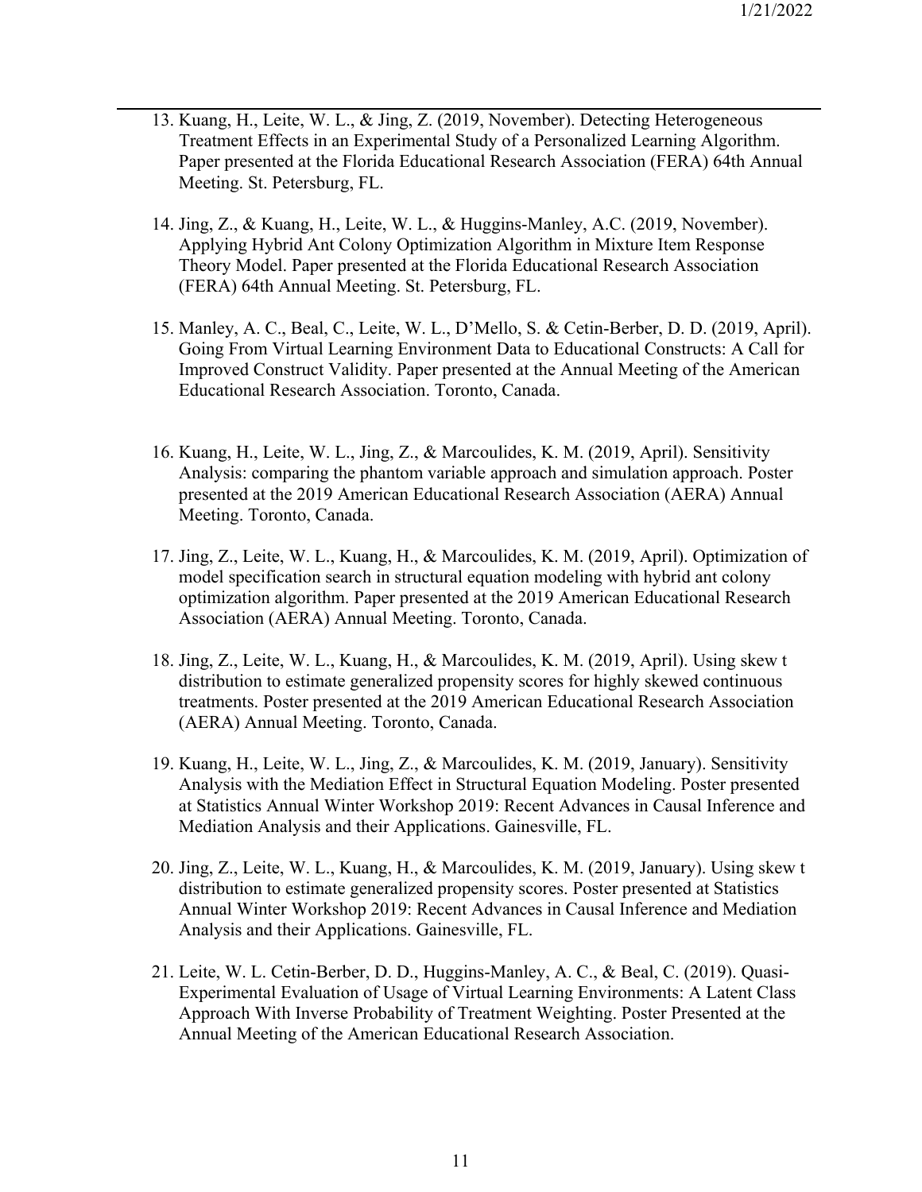13. Kuang, H., Leite, W. L., & Jing, Z. (2019, November). Detecting Heterogeneous Treatment Effects in an Experimental Study of a Personalized Learning Algorithm. Paper presented at the Florida Educational Research Association (FERA) 64th Annual Meeting. St. Petersburg, FL.

14. Jing, Z., & Kuang, H., Leite, W. L., & Huggins-Manley, A.C. (2019, November). Applying Hybrid Ant Colony Optimization Algorithm in Mixture Item Response Theory Model. Paper presented at the Florida Educational Research Association (FERA) 64th Annual Meeting. St. Petersburg, FL.

15. Manley, A. C., Beal, C., Leite, W. L., D'Mello, S. & Cetin-Berber, D. D. (2019, April). Going From Virtual Learning Environment Data to Educational Constructs: A Call for Improved Construct Validity. Paper presented at the Annual Meeting of the American Educational Research Association. Toronto, Canada.

16. Kuang, H., Leite, W. L., Jing, Z., & Marcoulides, K. M. (2019, April). Sensitivity Analysis: comparing the phantom variable approach and simulation approach. Poster presented at the 2019 American Educational Research Association (AERA) Annual Meeting. Toronto, Canada.

17. Jing, Z., Leite, W. L., Kuang, H., & Marcoulides, K. M. (2019, April). Optimization of model specification search in structural equation modeling with hybrid ant colony optimization algorithm. Paper presented at the 2019 American Educational Research Association (AERA) Annual Meeting. Toronto, Canada.

18. Jing, Z., Leite, W. L., Kuang, H., & Marcoulides, K. M. (2019, April). Using skew t distribution to estimate generalized propensity scores for highly skewed continuous treatments. Poster presented at the 2019 American Educational Research Association (AERA) Annual Meeting. Toronto, Canada.

19. Kuang, H., Leite, W. L., Jing, Z., & Marcoulides, K. M. (2019, January). Sensitivity Analysis with the Mediation Effect in Structural Equation Modeling. Poster presented at Statistics Annual Winter Workshop 2019: Recent Advances in Causal Inference and Mediation Analysis and their Applications. Gainesville, FL.

20. Jing, Z., Leite, W. L., Kuang, H., & Marcoulides, K. M. (2019, January). Using skew t distribution to estimate generalized propensity scores. Poster presented at Statistics Annual Winter Workshop 2019: Recent Advances in Causal Inference and Mediation Analysis and their Applications. Gainesville, FL.

21. Leite, W. L. Cetin-Berber, D. D., Huggins-Manley, A. C., & Beal, C. (2019). Quasi-Experimental Evaluation of Usage of Virtual Learning Environments: A Latent Class Approach With Inverse Probability of Treatment Weighting. Poster Presented at the Annual Meeting of the American Educational Research Association.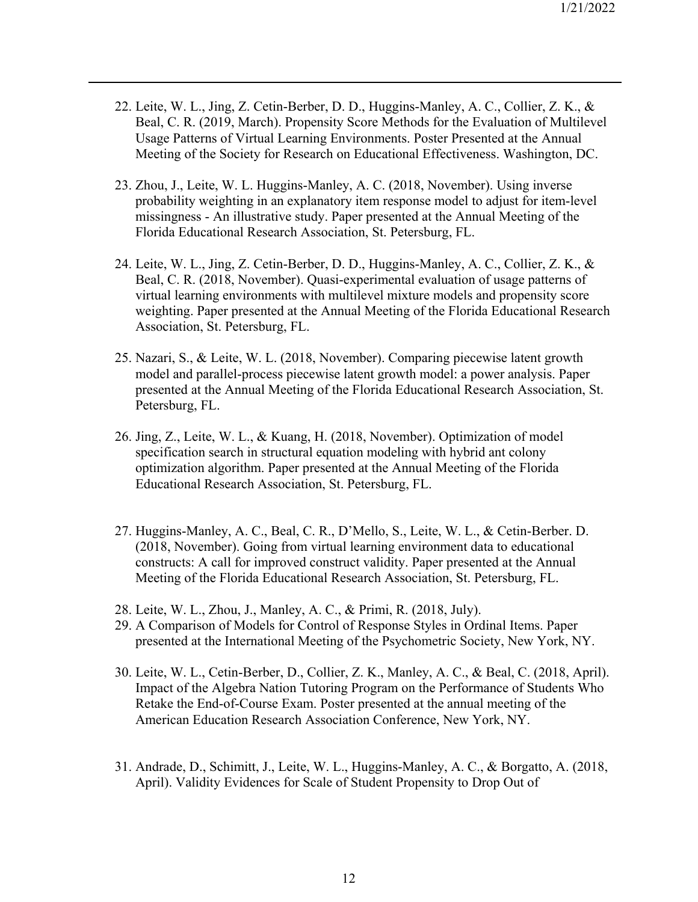22. Leite, W. L., Jing, Z. Cetin-Berber, D. D., Huggins-Manley, A. C., Collier, Z. K., & Beal, C. R. (2019, March). Propensity Score Methods for the Evaluation of Multilevel Usage Patterns of Virtual Learning Environments. Poster Presented at the Annual Meeting of the Society for Research on Educational Effectiveness. Washington, DC.

23. Zhou, J., Leite, W. L. Huggins-Manley, A. C. (2018, November). Using inverse probability weighting in an explanatory item response model to adjust for item-level missingness - An illustrative study. Paper presented at the Annual Meeting of the Florida Educational Research Association, St. Petersburg, FL.

24. Leite, W. L., Jing, Z. Cetin-Berber, D. D., Huggins-Manley, A. C., Collier, Z. K., & Beal, C. R. (2018, November). Quasi-experimental evaluation of usage patterns of virtual learning environments with multilevel mixture models and propensity score weighting. Paper presented at the Annual Meeting of the Florida Educational Research Association, St. Petersburg, FL.

25. Nazari, S., & Leite, W. L. (2018, November). Comparing piecewise latent growth model and parallel-process piecewise latent growth model: a power analysis. Paper presented at the Annual Meeting of the Florida Educational Research Association, St. Petersburg, FL.

26. Jing, Z., Leite, W. L., & Kuang, H. (2018, November). Optimization of model specification search in structural equation modeling with hybrid ant colony optimization algorithm. Paper presented at the Annual Meeting of the Florida Educational Research Association, St. Petersburg, FL.

27. Huggins-Manley, A. C., Beal, C. R., D'Mello, S., Leite, W. L., & Cetin-Berber. D. (2018, November). Going from virtual learning environment data to educational constructs: A call for improved construct validity. Paper presented at the Annual Meeting of the Florida Educational Research Association, St. Petersburg, FL.

28. Leite, W. L., Zhou, J., Manley, A. C., & Primi, R. (2018, July).
29. A Comparison of Models for Control of Response Styles in Ordinal Items. Paper presented at the International Meeting of the Psychometric Society, New York, NY.

30. Leite, W. L., Cetin-Berber, D., Collier, Z. K., Manley, A. C., & Beal, C. (2018, April). Impact of the Algebra Nation Tutoring Program on the Performance of Students Who Retake the End-of-Course Exam. Poster presented at the annual meeting of the American Education Research Association Conference, New York, NY.

31. Andrade, D., Schimitt, J., Leite, W. L., Huggins-Manley, A. C., & Borgatto, A. (2018, April). Validity Evidences for Scale of Student Propensity to Drop Out of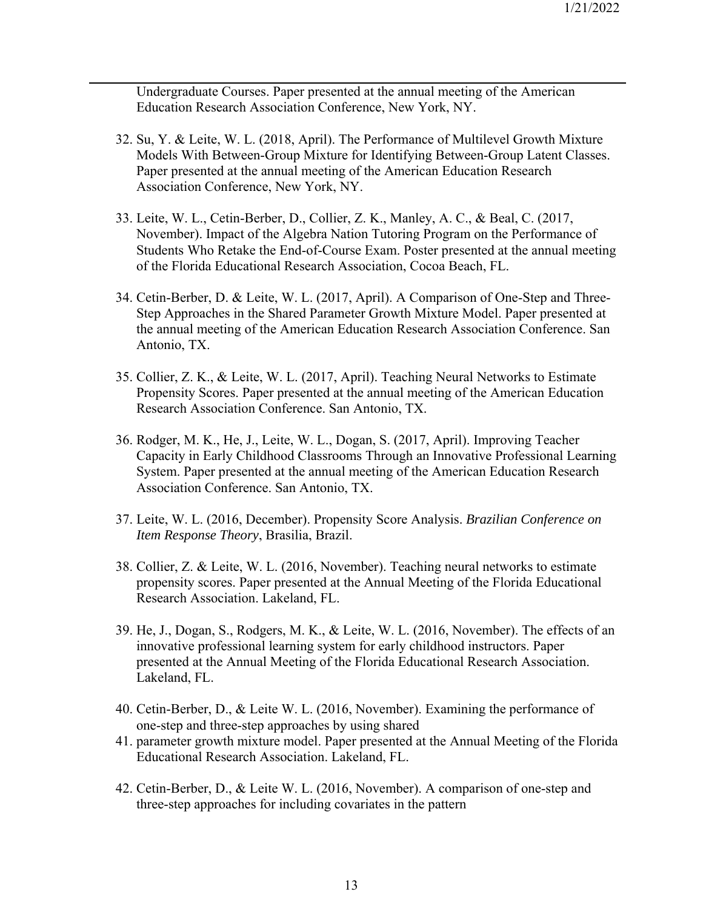Undergraduate Courses. Paper presented at the annual meeting of the American Education Research Association Conference, New York, NY.

32. Su, Y. & Leite, W. L. (2018, April). The Performance of Multilevel Growth Mixture Models With Between-Group Mixture for Identifying Between-Group Latent Classes. Paper presented at the annual meeting of the American Education Research Association Conference, New York, NY.

33. Leite, W. L., Cetin-Berber, D., Collier, Z. K., Manley, A. C., & Beal, C. (2017, November). Impact of the Algebra Nation Tutoring Program on the Performance of Students Who Retake the End-of-Course Exam. Poster presented at the annual meeting of the Florida Educational Research Association, Cocoa Beach, FL.

34. Cetin-Berber, D. & Leite, W. L. (2017, April). A Comparison of One-Step and Three-Step Approaches in the Shared Parameter Growth Mixture Model. Paper presented at the annual meeting of the American Education Research Association Conference. San Antonio, TX.

35. Collier, Z. K., & Leite, W. L. (2017, April). Teaching Neural Networks to Estimate Propensity Scores. Paper presented at the annual meeting of the American Education Research Association Conference. San Antonio, TX.

36. Rodger, M. K., He, J., Leite, W. L., Dogan, S. (2017, April). Improving Teacher Capacity in Early Childhood Classrooms Through an Innovative Professional Learning System. Paper presented at the annual meeting of the American Education Research Association Conference. San Antonio, TX.

37. Leite, W. L. (2016, December). Propensity Score Analysis. *Brazilian Conference on Item Response Theory*, Brasilia, Brazil.

38. Collier, Z. & Leite, W. L. (2016, November). Teaching neural networks to estimate propensity scores. Paper presented at the Annual Meeting of the Florida Educational Research Association. Lakeland, FL.

39. He, J., Dogan, S., Rodgers, M. K., & Leite, W. L. (2016, November). The effects of an innovative professional learning system for early childhood instructors. Paper presented at the Annual Meeting of the Florida Educational Research Association. Lakeland, FL.

40. Cetin-Berber, D., & Leite W. L. (2016, November). Examining the performance of one-step and three-step approaches by using shared
41. parameter growth mixture model. Paper presented at the Annual Meeting of the Florida Educational Research Association. Lakeland, FL.

42. Cetin-Berber, D., & Leite W. L. (2016, November). A comparison of one-step and three-step approaches for including covariates in the pattern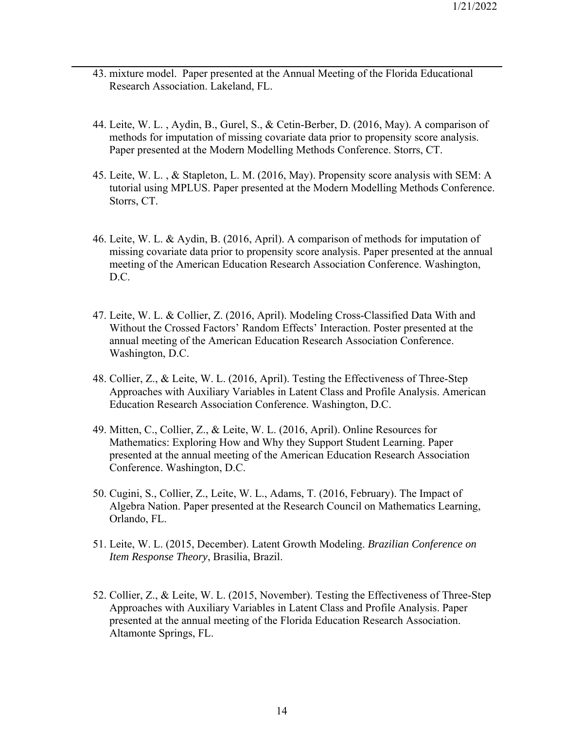43. mixture model. Paper presented at the Annual Meeting of the Florida Educational Research Association. Lakeland, FL.

44. Leite, W. L. , Aydin, B., Gurel, S., & Cetin-Berber, D. (2016, May). A comparison of methods for imputation of missing covariate data prior to propensity score analysis. Paper presented at the Modern Modelling Methods Conference. Storrs, CT.

45. Leite, W. L. , & Stapleton, L. M. (2016, May). Propensity score analysis with SEM: A tutorial using MPLUS. Paper presented at the Modern Modelling Methods Conference. Storrs, CT.

46. Leite, W. L. & Aydin, B. (2016, April). A comparison of methods for imputation of missing covariate data prior to propensity score analysis. Paper presented at the annual meeting of the American Education Research Association Conference. Washington, D.C.

47. Leite, W. L. & Collier, Z. (2016, April). Modeling Cross-Classified Data With and Without the Crossed Factors' Random Effects' Interaction. Poster presented at the annual meeting of the American Education Research Association Conference. Washington, D.C.

48. Collier, Z., & Leite, W. L. (2016, April). Testing the Effectiveness of Three-Step Approaches with Auxiliary Variables in Latent Class and Profile Analysis. American Education Research Association Conference. Washington, D.C.

49. Mitten, C., Collier, Z., & Leite, W. L. (2016, April). Online Resources for Mathematics: Exploring How and Why they Support Student Learning. Paper presented at the annual meeting of the American Education Research Association Conference. Washington, D.C.

50. Cugini, S., Collier, Z., Leite, W. L., Adams, T. (2016, February). The Impact of Algebra Nation. Paper presented at the Research Council on Mathematics Learning, Orlando, FL.

51. Leite, W. L. (2015, December). Latent Growth Modeling. *Brazilian Conference on Item Response Theory*, Brasilia, Brazil.

52. Collier, Z., & Leite, W. L. (2015, November). Testing the Effectiveness of Three-Step Approaches with Auxiliary Variables in Latent Class and Profile Analysis. Paper presented at the annual meeting of the Florida Education Research Association. Altamonte Springs, FL.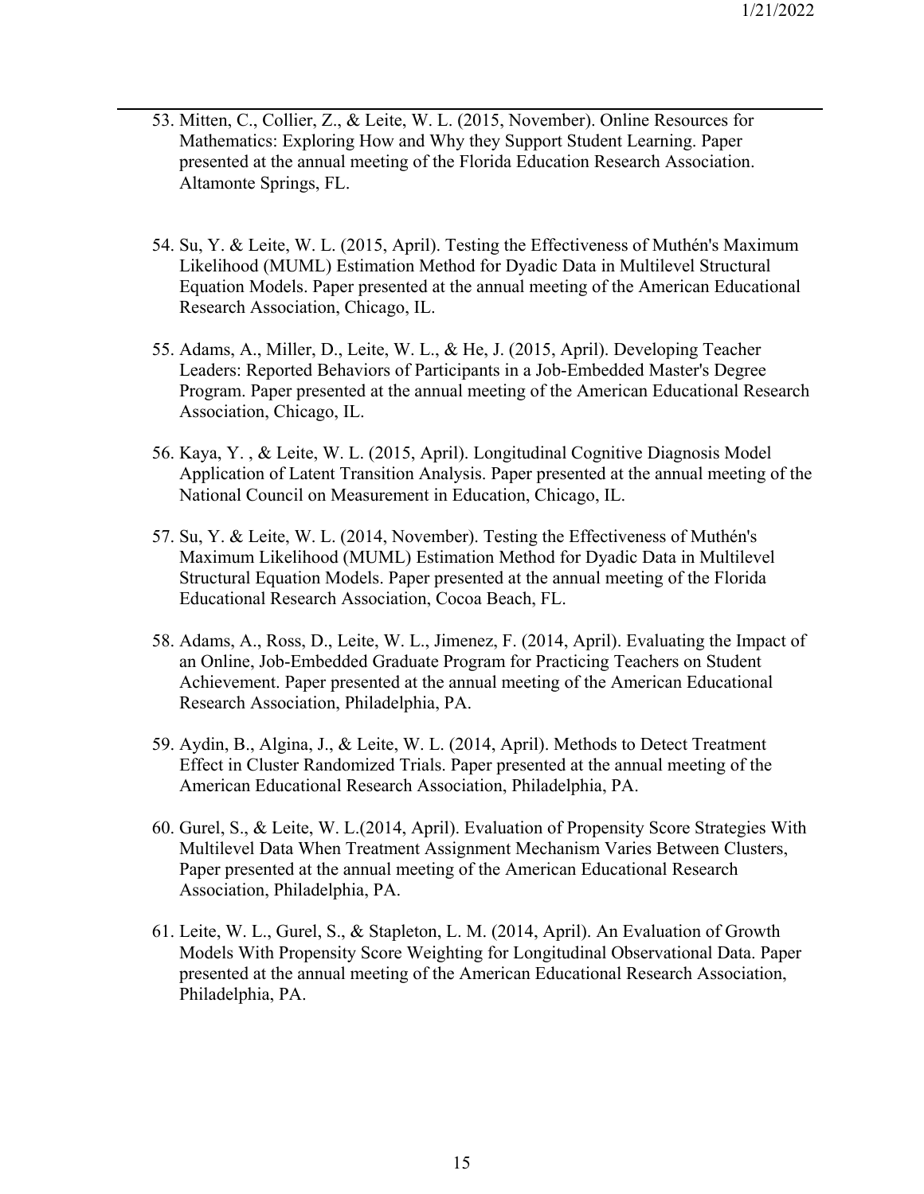53. Mitten, C., Collier, Z., & Leite, W. L. (2015, November). Online Resources for Mathematics: Exploring How and Why they Support Student Learning. Paper presented at the annual meeting of the Florida Education Research Association. Altamonte Springs, FL.

54. Su, Y. & Leite, W. L. (2015, April). Testing the Effectiveness of Muthén's Maximum Likelihood (MUML) Estimation Method for Dyadic Data in Multilevel Structural Equation Models. Paper presented at the annual meeting of the American Educational Research Association, Chicago, IL.

55. Adams, A., Miller, D., Leite, W. L., & He, J. (2015, April). Developing Teacher Leaders: Reported Behaviors of Participants in a Job-Embedded Master's Degree Program. Paper presented at the annual meeting of the American Educational Research Association, Chicago, IL.

56. Kaya, Y. , & Leite, W. L. (2015, April). Longitudinal Cognitive Diagnosis Model Application of Latent Transition Analysis. Paper presented at the annual meeting of the National Council on Measurement in Education, Chicago, IL.

57. Su, Y. & Leite, W. L. (2014, November). Testing the Effectiveness of Muthén's Maximum Likelihood (MUML) Estimation Method for Dyadic Data in Multilevel Structural Equation Models. Paper presented at the annual meeting of the Florida Educational Research Association, Cocoa Beach, FL.

58. Adams, A., Ross, D., Leite, W. L., Jimenez, F. (2014, April). Evaluating the Impact of an Online, Job-Embedded Graduate Program for Practicing Teachers on Student Achievement. Paper presented at the annual meeting of the American Educational Research Association, Philadelphia, PA.

59. Aydin, B., Algina, J., & Leite, W. L. (2014, April). Methods to Detect Treatment Effect in Cluster Randomized Trials. Paper presented at the annual meeting of the American Educational Research Association, Philadelphia, PA.

60. Gurel, S., & Leite, W. L.(2014, April). Evaluation of Propensity Score Strategies With Multilevel Data When Treatment Assignment Mechanism Varies Between Clusters, Paper presented at the annual meeting of the American Educational Research Association, Philadelphia, PA.

61. Leite, W. L., Gurel, S., & Stapleton, L. M. (2014, April). An Evaluation of Growth Models With Propensity Score Weighting for Longitudinal Observational Data. Paper presented at the annual meeting of the American Educational Research Association, Philadelphia, PA.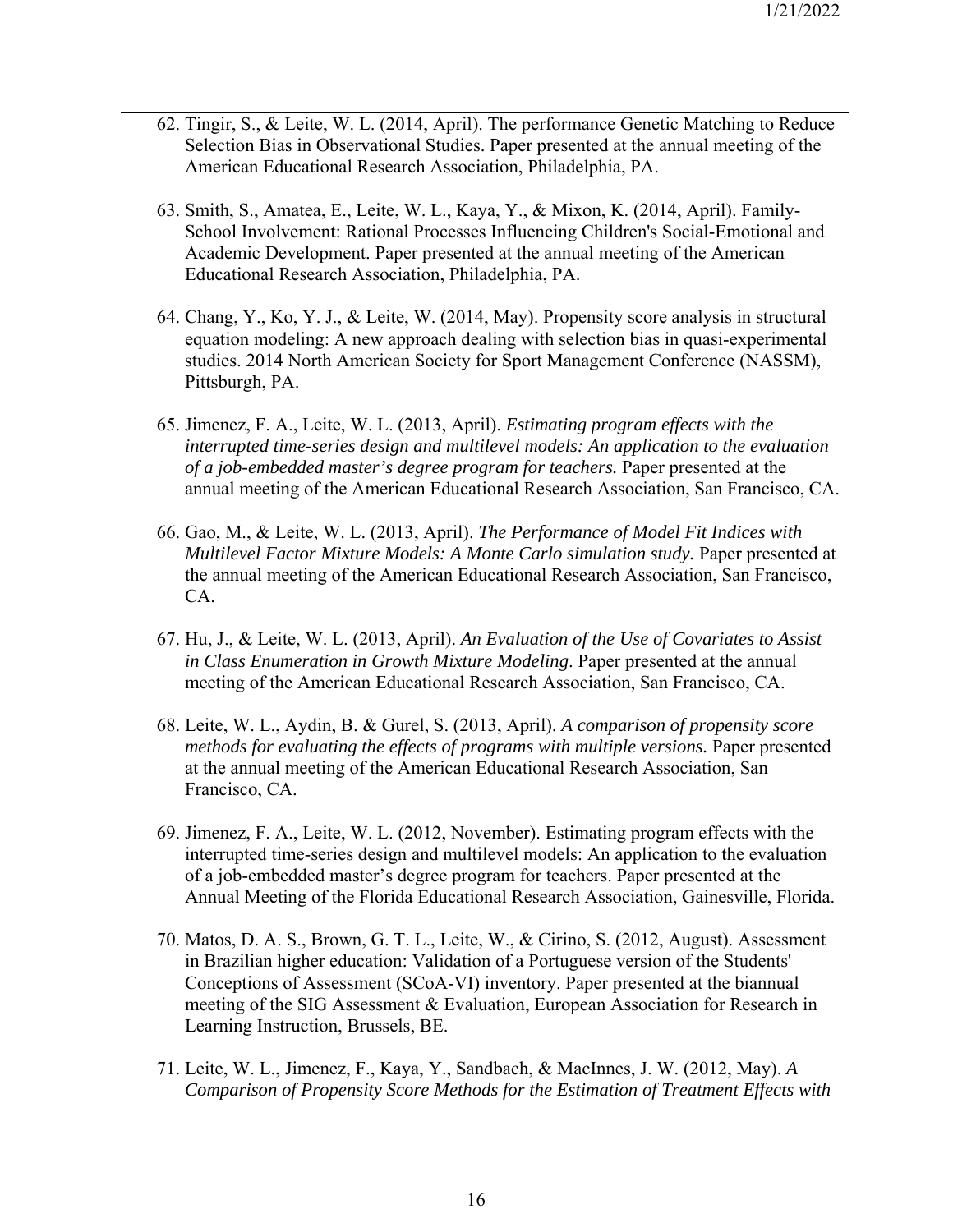62. Tingir, S., & Leite, W. L. (2014, April). The performance Genetic Matching to Reduce Selection Bias in Observational Studies. Paper presented at the annual meeting of the American Educational Research Association, Philadelphia, PA.

63. Smith, S., Amatea, E., Leite, W. L., Kaya, Y., & Mixon, K. (2014, April). Family-School Involvement: Rational Processes Influencing Children's Social-Emotional and Academic Development. Paper presented at the annual meeting of the American Educational Research Association, Philadelphia, PA.

64. Chang, Y., Ko, Y. J., & Leite, W. (2014, May). Propensity score analysis in structural equation modeling: A new approach dealing with selection bias in quasi-experimental studies. 2014 North American Society for Sport Management Conference (NASSM), Pittsburgh, PA.

65. Jimenez, F. A., Leite, W. L. (2013, April). *Estimating program effects with the interrupted time-series design and multilevel models: An application to the evaluation of a job-embedded master's degree program for teachers.* Paper presented at the annual meeting of the American Educational Research Association, San Francisco, CA.

66. Gao, M., & Leite, W. L. (2013, April). *The Performance of Model Fit Indices with Multilevel Factor Mixture Models: A Monte Carlo simulation study.* Paper presented at the annual meeting of the American Educational Research Association, San Francisco, CA.

67. Hu, J., & Leite, W. L. (2013, April). *An Evaluation of the Use of Covariates to Assist in Class Enumeration in Growth Mixture Modeling*. Paper presented at the annual meeting of the American Educational Research Association, San Francisco, CA.

68. Leite, W. L., Aydin, B. & Gurel, S. (2013, April). *A comparison of propensity score methods for evaluating the effects of programs with multiple versions.* Paper presented at the annual meeting of the American Educational Research Association, San Francisco, CA.

69. Jimenez, F. A., Leite, W. L. (2012, November). Estimating program effects with the interrupted time-series design and multilevel models: An application to the evaluation of a job-embedded master's degree program for teachers. Paper presented at the Annual Meeting of the Florida Educational Research Association, Gainesville, Florida.

70. Matos, D. A. S., Brown, G. T. L., Leite, W., & Cirino, S. (2012, August). Assessment in Brazilian higher education: Validation of a Portuguese version of the Students' Conceptions of Assessment (SCoA-VI) inventory. Paper presented at the biannual meeting of the SIG Assessment & Evaluation, European Association for Research in Learning Instruction, Brussels, BE.

71. Leite, W. L., Jimenez, F., Kaya, Y., Sandbach, & MacInnes, J. W. (2012, May). *A Comparison of Propensity Score Methods for the Estimation of Treatment Effects with*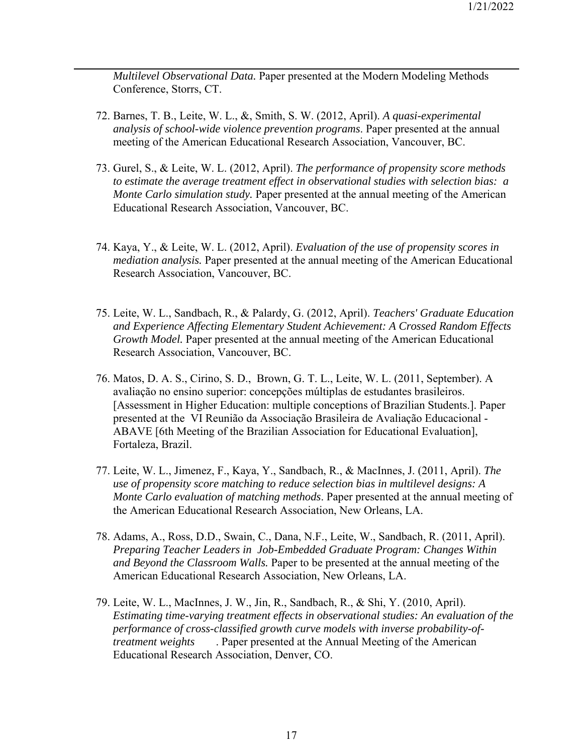*Multilevel Observational Data.* Paper presented at the Modern Modeling Methods Conference, Storrs, CT.

72. Barnes, T. B., Leite, W. L., &, Smith, S. W. (2012, April). *A quasi-experimental analysis of school-wide violence prevention programs*. Paper presented at the annual meeting of the American Educational Research Association, Vancouver, BC.

73. Gurel, S., & Leite, W. L. (2012, April). *The performance of propensity score methods to estimate the average treatment effect in observational studies with selection bias: a Monte Carlo simulation study.* Paper presented at the annual meeting of the American Educational Research Association, Vancouver, BC.

74. Kaya, Y., & Leite, W. L. (2012, April). *Evaluation of the use of propensity scores in mediation analysis.* Paper presented at the annual meeting of the American Educational Research Association, Vancouver, BC.

75. Leite, W. L., Sandbach, R., & Palardy, G. (2012, April). *Teachers' Graduate Education and Experience Affecting Elementary Student Achievement: A Crossed Random Effects Growth Model.* Paper presented at the annual meeting of the American Educational Research Association, Vancouver, BC.

76. Matos, D. A. S., Cirino, S. D., Brown, G. T. L., Leite, W. L. (2011, September). A avaliação no ensino superior: concepções múltiplas de estudantes brasileiros. [Assessment in Higher Education: multiple conceptions of Brazilian Students.]. Paper presented at the VI Reunião da Associação Brasileira de Avaliação Educacional - ABAVE [6th Meeting of the Brazilian Association for Educational Evaluation], Fortaleza, Brazil.

77. Leite, W. L., Jimenez, F., Kaya, Y., Sandbach, R., & MacInnes, J. (2011, April). *The use of propensity score matching to reduce selection bias in multilevel designs: A Monte Carlo evaluation of matching methods*. Paper presented at the annual meeting of the American Educational Research Association, New Orleans, LA.

78. Adams, A., Ross, D.D., Swain, C., Dana, N.F., Leite, W., Sandbach, R. (2011, April). *Preparing Teacher Leaders in Job-Embedded Graduate Program: Changes Within and Beyond the Classroom Walls.* Paper to be presented at the annual meeting of the American Educational Research Association, New Orleans, LA.

79. Leite, W. L., MacInnes, J. W., Jin, R., Sandbach, R., & Shi, Y. (2010, April). *Estimating time-varying treatment effects in observational studies: An evaluation of the performance of cross-classified growth curve models with inverse probability-of-treatment weights*. Paper presented at the Annual Meeting of the American Educational Research Association, Denver, CO.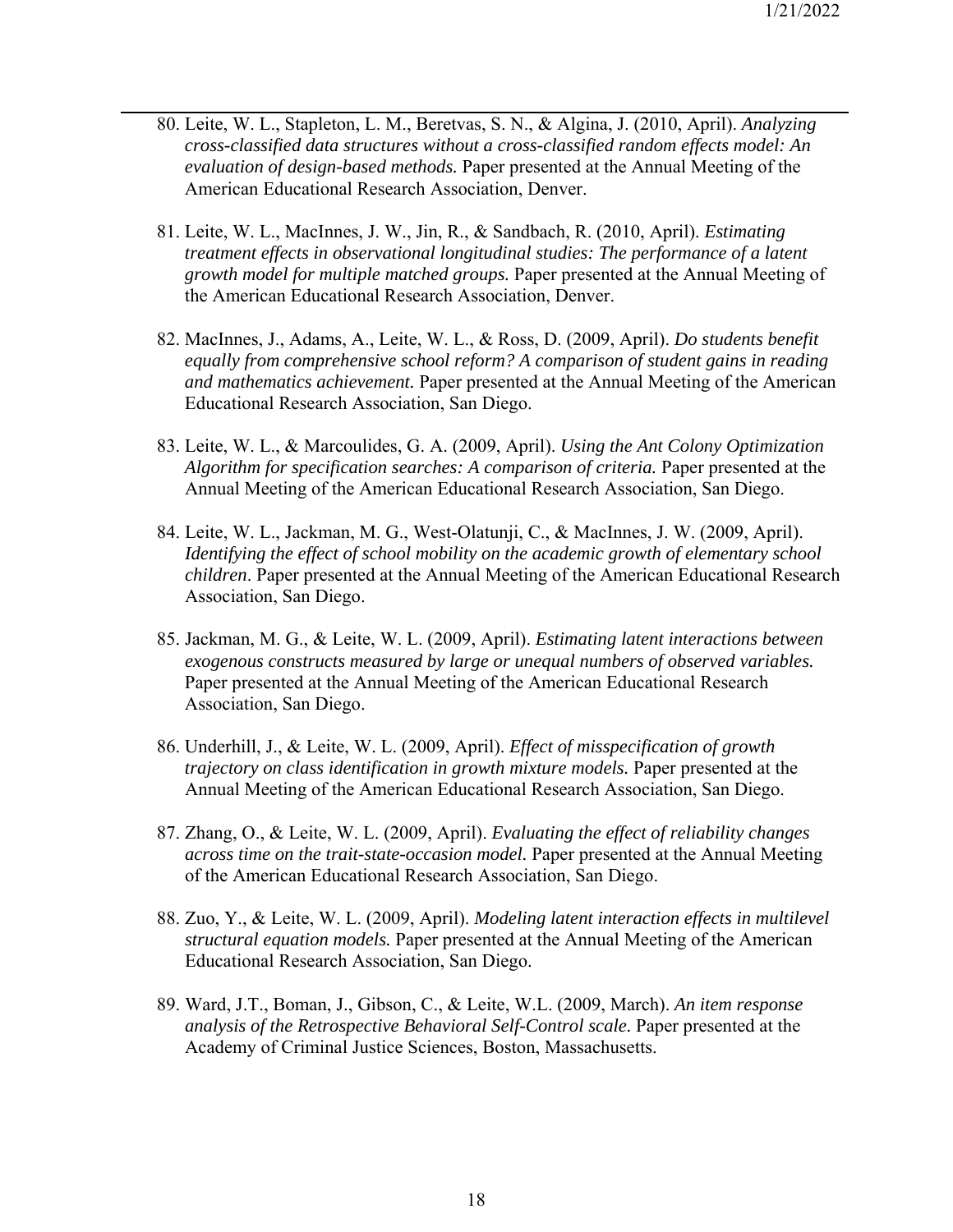80. Leite, W. L., Stapleton, L. M., Beretvas, S. N., & Algina, J. (2010, April). *Analyzing cross-classified data structures without a cross-classified random effects model: An evaluation of design-based methods.* Paper presented at the Annual Meeting of the American Educational Research Association, Denver.

81. Leite, W. L., MacInnes, J. W., Jin, R., & Sandbach, R. (2010, April). *Estimating treatment effects in observational longitudinal studies: The performance of a latent growth model for multiple matched groups.* Paper presented at the Annual Meeting of the American Educational Research Association, Denver.

82. MacInnes, J., Adams, A., Leite, W. L., & Ross, D. (2009, April). *Do students benefit equally from comprehensive school reform? A comparison of student gains in reading and mathematics achievement.* Paper presented at the Annual Meeting of the American Educational Research Association, San Diego.

83. Leite, W. L., & Marcoulides, G. A. (2009, April). *Using the Ant Colony Optimization Algorithm for specification searches: A comparison of criteria.* Paper presented at the Annual Meeting of the American Educational Research Association, San Diego.

84. Leite, W. L., Jackman, M. G., West-Olatunji, C., & MacInnes, J. W. (2009, April). *Identifying the effect of school mobility on the academic growth of elementary school children*. Paper presented at the Annual Meeting of the American Educational Research Association, San Diego.

85. Jackman, M. G., & Leite, W. L. (2009, April). *Estimating latent interactions between exogenous constructs measured by large or unequal numbers of observed variables.* Paper presented at the Annual Meeting of the American Educational Research Association, San Diego.

86. Underhill, J., & Leite, W. L. (2009, April). *Effect of misspecification of growth trajectory on class identification in growth mixture models.* Paper presented at the Annual Meeting of the American Educational Research Association, San Diego.

87. Zhang, O., & Leite, W. L. (2009, April). *Evaluating the effect of reliability changes across time on the trait-state-occasion model.* Paper presented at the Annual Meeting of the American Educational Research Association, San Diego.

88. Zuo, Y., & Leite, W. L. (2009, April). *Modeling latent interaction effects in multilevel structural equation models.* Paper presented at the Annual Meeting of the American Educational Research Association, San Diego.

89. Ward, J.T., Boman, J., Gibson, C., & Leite, W.L. (2009, March). *An item response analysis of the Retrospective Behavioral Self-Control scale.* Paper presented at the Academy of Criminal Justice Sciences, Boston, Massachusetts.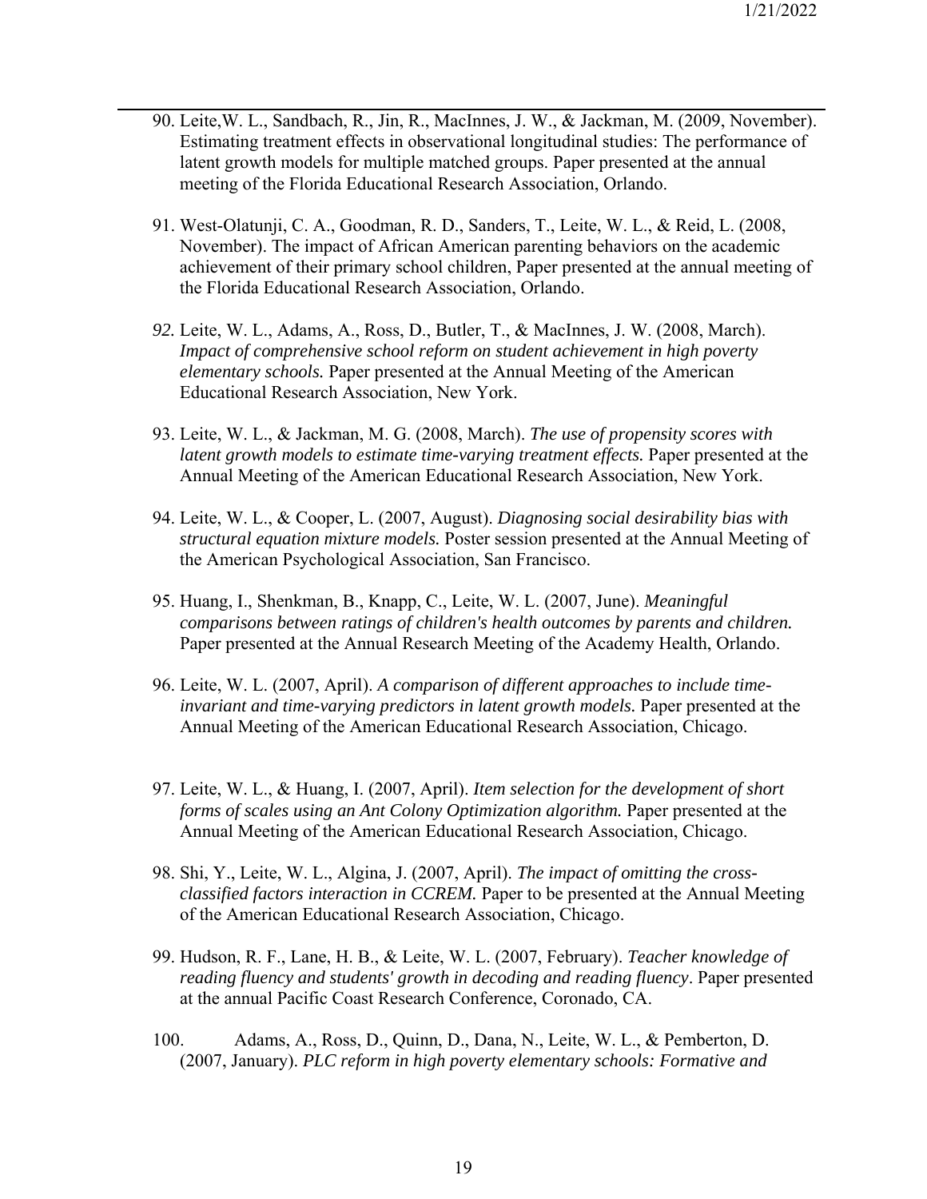90. Leite,W. L., Sandbach, R., Jin, R., MacInnes, J. W., & Jackman, M. (2009, November). Estimating treatment effects in observational longitudinal studies: The performance of latent growth models for multiple matched groups. Paper presented at the annual meeting of the Florida Educational Research Association, Orlando.

91. West-Olatunji, C. A., Goodman, R. D., Sanders, T., Leite, W. L., & Reid, L. (2008, November). The impact of African American parenting behaviors on the academic achievement of their primary school children, Paper presented at the annual meeting of the Florida Educational Research Association, Orlando.

92. Leite, W. L., Adams, A., Ross, D., Butler, T., & MacInnes, J. W. (2008, March). *Impact of comprehensive school reform on student achievement in high poverty elementary schools.* Paper presented at the Annual Meeting of the American Educational Research Association, New York.

93. Leite, W. L., & Jackman, M. G. (2008, March). *The use of propensity scores with latent growth models to estimate time-varying treatment effects.* Paper presented at the Annual Meeting of the American Educational Research Association, New York.

94. Leite, W. L., & Cooper, L. (2007, August). *Diagnosing social desirability bias with structural equation mixture models.* Poster session presented at the Annual Meeting of the American Psychological Association, San Francisco.

95. Huang, I., Shenkman, B., Knapp, C., Leite, W. L. (2007, June). *Meaningful comparisons between ratings of children's health outcomes by parents and children.* Paper presented at the Annual Research Meeting of the Academy Health, Orlando.

96. Leite, W. L. (2007, April). *A comparison of different approaches to include time-invariant and time-varying predictors in latent growth models.* Paper presented at the Annual Meeting of the American Educational Research Association, Chicago.

97. Leite, W. L., & Huang, I. (2007, April). *Item selection for the development of short forms of scales using an Ant Colony Optimization algorithm.* Paper presented at the Annual Meeting of the American Educational Research Association, Chicago.

98. Shi, Y., Leite, W. L., Algina, J. (2007, April). *The impact of omitting the cross-classified factors interaction in CCREM.* Paper to be presented at the Annual Meeting of the American Educational Research Association, Chicago.

99. Hudson, R. F., Lane, H. B., & Leite, W. L. (2007, February). *Teacher knowledge of reading fluency and students' growth in decoding and reading fluency*. Paper presented at the annual Pacific Coast Research Conference, Coronado, CA.

100. Adams, A., Ross, D., Quinn, D., Dana, N., Leite, W. L., & Pemberton, D. (2007, January). *PLC reform in high poverty elementary schools: Formative and*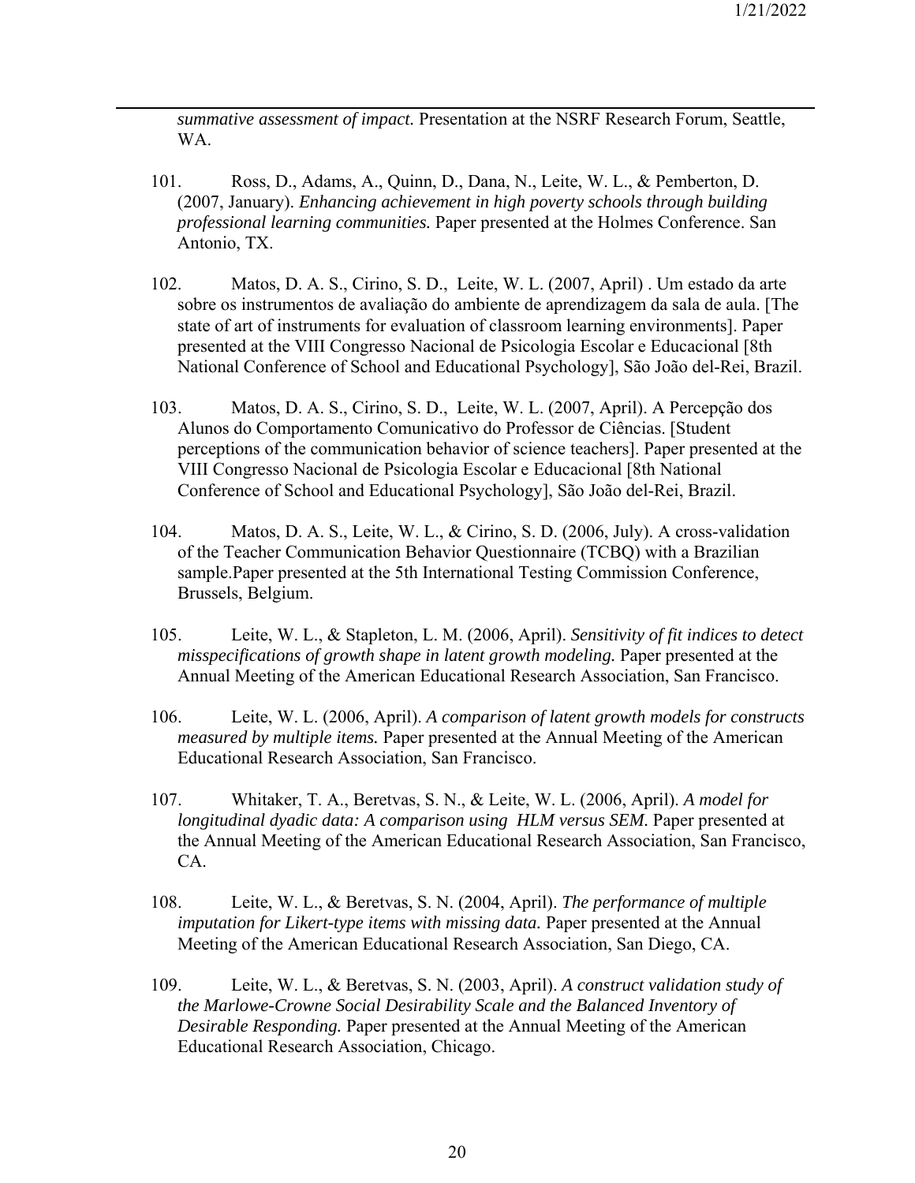*summative assessment of impact.* Presentation at the NSRF Research Forum, Seattle, WA.

101. Ross, D., Adams, A., Quinn, D., Dana, N., Leite, W. L., & Pemberton, D. (2007, January). *Enhancing achievement in high poverty schools through building professional learning communities.* Paper presented at the Holmes Conference. San Antonio, TX.

102. Matos, D. A. S., Cirino, S. D., Leite, W. L. (2007, April) . Um estado da arte sobre os instrumentos de avaliação do ambiente de aprendizagem da sala de aula. [The state of art of instruments for evaluation of classroom learning environments]. Paper presented at the VIII Congresso Nacional de Psicologia Escolar e Educacional [8th National Conference of School and Educational Psychology], São João del-Rei, Brazil.

103. Matos, D. A. S., Cirino, S. D., Leite, W. L. (2007, April). A Percepção dos Alunos do Comportamento Comunicativo do Professor de Ciências. [Student perceptions of the communication behavior of science teachers]. Paper presented at the VIII Congresso Nacional de Psicologia Escolar e Educacional [8th National Conference of School and Educational Psychology], São João del-Rei, Brazil.

104. Matos, D. A. S., Leite, W. L., & Cirino, S. D. (2006, July). A cross-validation of the Teacher Communication Behavior Questionnaire (TCBQ) with a Brazilian sample.Paper presented at the 5th International Testing Commission Conference, Brussels, Belgium.

105. Leite, W. L., & Stapleton, L. M. (2006, April). *Sensitivity of fit indices to detect misspecifications of growth shape in latent growth modeling.* Paper presented at the Annual Meeting of the American Educational Research Association, San Francisco.

106. Leite, W. L. (2006, April). *A comparison of latent growth models for constructs measured by multiple items.* Paper presented at the Annual Meeting of the American Educational Research Association, San Francisco.

107. Whitaker, T. A., Beretvas, S. N., & Leite, W. L. (2006, April). *A model for longitudinal dyadic data: A comparison using HLM versus SEM.* Paper presented at the Annual Meeting of the American Educational Research Association, San Francisco, CA.

108. Leite, W. L., & Beretvas, S. N. (2004, April). *The performance of multiple imputation for Likert-type items with missing data.* Paper presented at the Annual Meeting of the American Educational Research Association, San Diego, CA.

109. Leite, W. L., & Beretvas, S. N. (2003, April). *A construct validation study of the Marlowe-Crowne Social Desirability Scale and the Balanced Inventory of Desirable Responding.* Paper presented at the Annual Meeting of the American Educational Research Association, Chicago.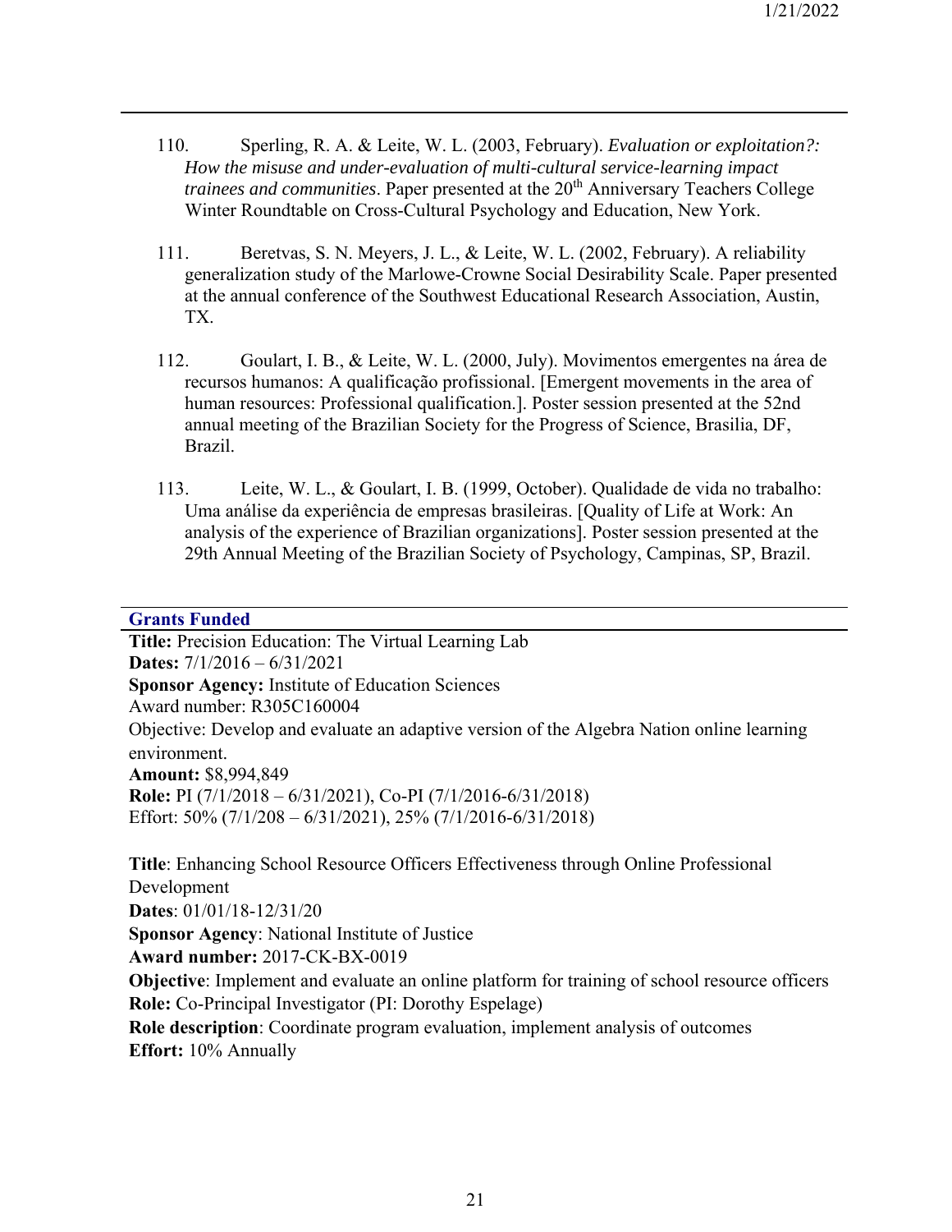110. Sperling, R. A. & Leite, W. L. (2003, February). *Evaluation or exploitation?: How the misuse and under-evaluation of multi-cultural service-learning impact trainees and communities*. Paper presented at the 20th Anniversary Teachers College Winter Roundtable on Cross-Cultural Psychology and Education, New York.

111. Beretvas, S. N. Meyers, J. L., & Leite, W. L. (2002, February). A reliability generalization study of the Marlowe-Crowne Social Desirability Scale. Paper presented at the annual conference of the Southwest Educational Research Association, Austin, TX.

112. Goulart, I. B., & Leite, W. L. (2000, July). Movimentos emergentes na área de recursos humanos: A qualificação profissional. [Emergent movements in the area of human resources: Professional qualification.]. Poster session presented at the 52nd annual meeting of the Brazilian Society for the Progress of Science, Brasilia, DF, Brazil.

113. Leite, W. L., & Goulart, I. B. (1999, October). Qualidade de vida no trabalho: Uma análise da experiência de empresas brasileiras. [Quality of Life at Work: An analysis of the experience of Brazilian organizations]. Poster session presented at the 29th Annual Meeting of the Brazilian Society of Psychology, Campinas, SP, Brazil.

## Grants Funded

**Title:** Precision Education: The Virtual Learning Lab
**Dates:** 7/1/2016 – 6/31/2021
**Sponsor Agency:** Institute of Education Sciences
Award number: R305C160004
Objective: Develop and evaluate an adaptive version of the Algebra Nation online learning environment.
**Amount:** $8,994,849
**Role:** PI (7/1/2018 – 6/31/2021), Co-PI (7/1/2016-6/31/2018)
Effort: 50% (7/1/208 – 6/31/2021), 25% (7/1/2016-6/31/2018)

**Title**: Enhancing School Resource Officers Effectiveness through Online Professional Development
**Dates**: 01/01/18-12/31/20
**Sponsor Agency**: National Institute of Justice
**Award number:** 2017-CK-BX-0019
**Objective**: Implement and evaluate an online platform for training of school resource officers
**Role:** Co-Principal Investigator (PI: Dorothy Espelage)
**Role description**: Coordinate program evaluation, implement analysis of outcomes
**Effort:** 10% Annually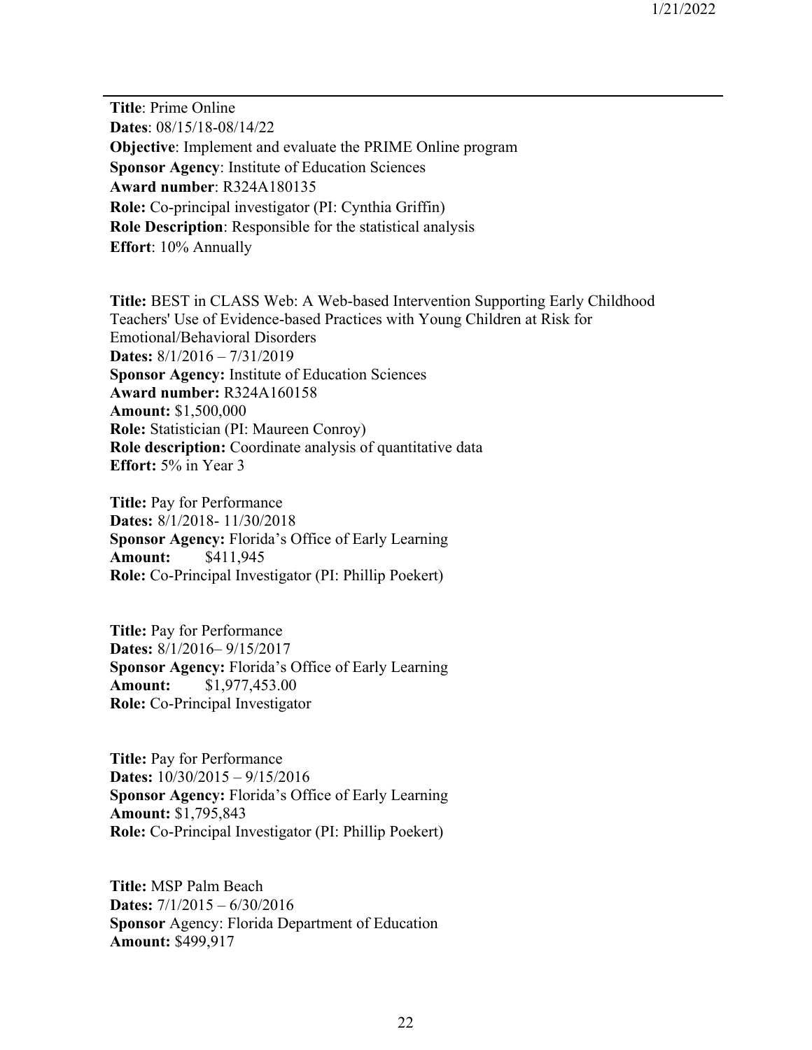---

**Title**: Prime Online
**Dates**: 08/15/18-08/14/22
**Objective**: Implement and evaluate the PRIME Online program
**Sponsor Agency**: Institute of Education Sciences
**Award number**: R324A180135
**Role:** Co-principal investigator (PI: Cynthia Griffin)
**Role Description**: Responsible for the statistical analysis
**Effort**: 10% Annually

**Title:** BEST in CLASS Web: A Web-based Intervention Supporting Early Childhood Teachers' Use of Evidence-based Practices with Young Children at Risk for Emotional/Behavioral Disorders
**Dates:** 8/1/2016 – 7/31/2019
**Sponsor Agency:** Institute of Education Sciences
**Award number:** R324A160158
**Amount:** $1,500,000
**Role:** Statistician (PI: Maureen Conroy)
**Role description:** Coordinate analysis of quantitative data
**Effort:** 5% in Year 3

**Title:** Pay for Performance
**Dates:** 8/1/2018- 11/30/2018
**Sponsor Agency:** Florida's Office of Early Learning
**Amount:** $411,945
**Role:** Co-Principal Investigator (PI: Phillip Poekert)

**Title:** Pay for Performance
**Dates:** 8/1/2016– 9/15/2017
**Sponsor Agency:** Florida's Office of Early Learning
**Amount:** $1,977,453.00
**Role:** Co-Principal Investigator

**Title:** Pay for Performance
**Dates:** 10/30/2015 – 9/15/2016
**Sponsor Agency:** Florida's Office of Early Learning
**Amount:** $1,795,843
**Role:** Co-Principal Investigator (PI: Phillip Poekert)

**Title:** MSP Palm Beach
**Dates:** 7/1/2015 – 6/30/2016
**Sponsor** Agency: Florida Department of Education
**Amount:** $499,917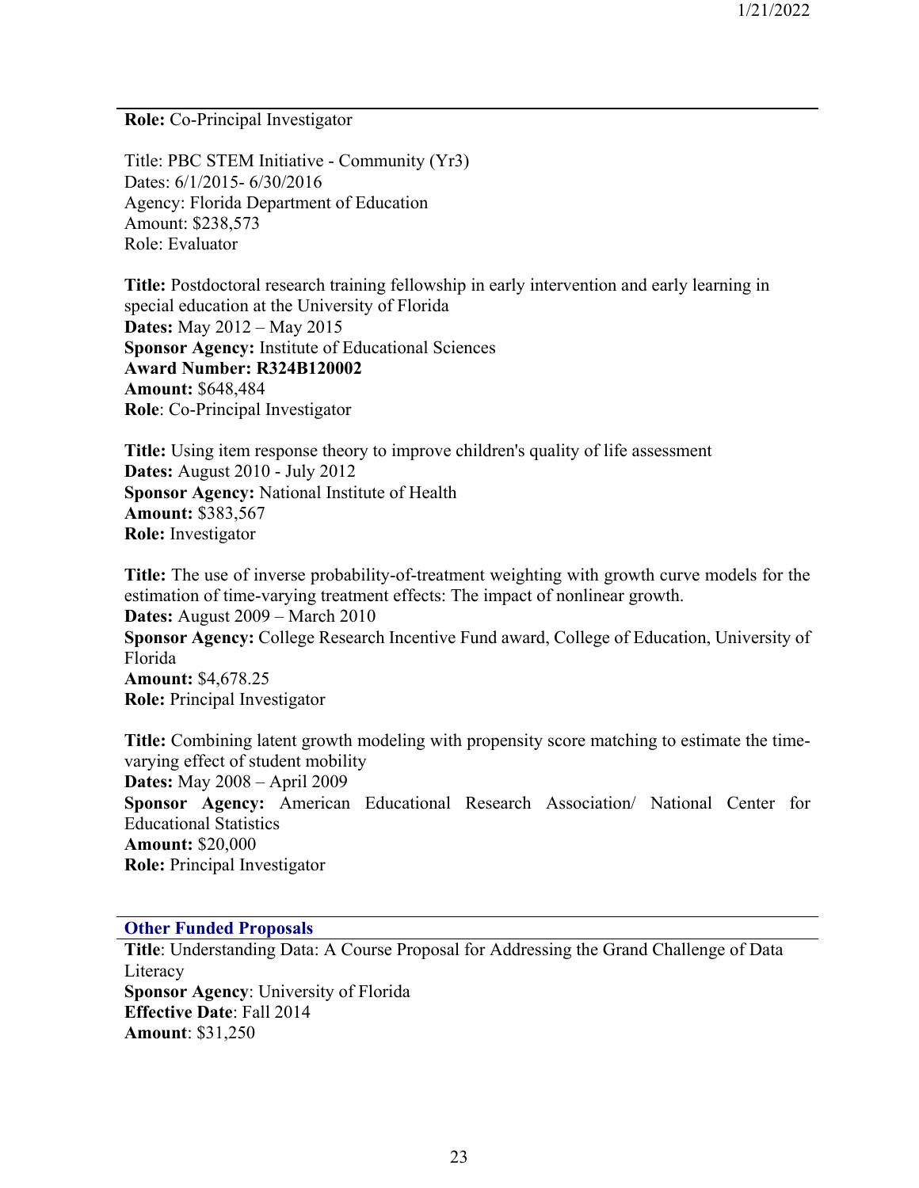**Role:** Co-Principal Investigator

Title: PBC STEM Initiative - Community (Yr3)
Dates: 6/1/2015- 6/30/2016
Agency: Florida Department of Education
Amount: $238,573
Role: Evaluator

**Title:** Postdoctoral research training fellowship in early intervention and early learning in special education at the University of Florida
**Dates:** May 2012 – May 2015
**Sponsor Agency:** Institute of Educational Sciences
**Award Number: R324B120002**
**Amount:** $648,484
**Role**: Co-Principal Investigator

**Title:** Using item response theory to improve children's quality of life assessment
**Dates:** August 2010 - July 2012
**Sponsor Agency:** National Institute of Health
**Amount:** $383,567
**Role:** Investigator

**Title:** The use of inverse probability-of-treatment weighting with growth curve models for the estimation of time-varying treatment effects: The impact of nonlinear growth.
**Dates:** August 2009 – March 2010
**Sponsor Agency:** College Research Incentive Fund award, College of Education, University of Florida
**Amount:** $4,678.25
**Role:** Principal Investigator

**Title:** Combining latent growth modeling with propensity score matching to estimate the time-varying effect of student mobility
**Dates:** May 2008 – April 2009
**Sponsor Agency:** American Educational Research Association/ National Center for Educational Statistics
**Amount:** $20,000
**Role:** Principal Investigator

## Other Funded Proposals

**Title**: Understanding Data: A Course Proposal for Addressing the Grand Challenge of Data Literacy
**Sponsor Agency**: University of Florida
**Effective Date**: Fall 2014
**Amount**: $31,250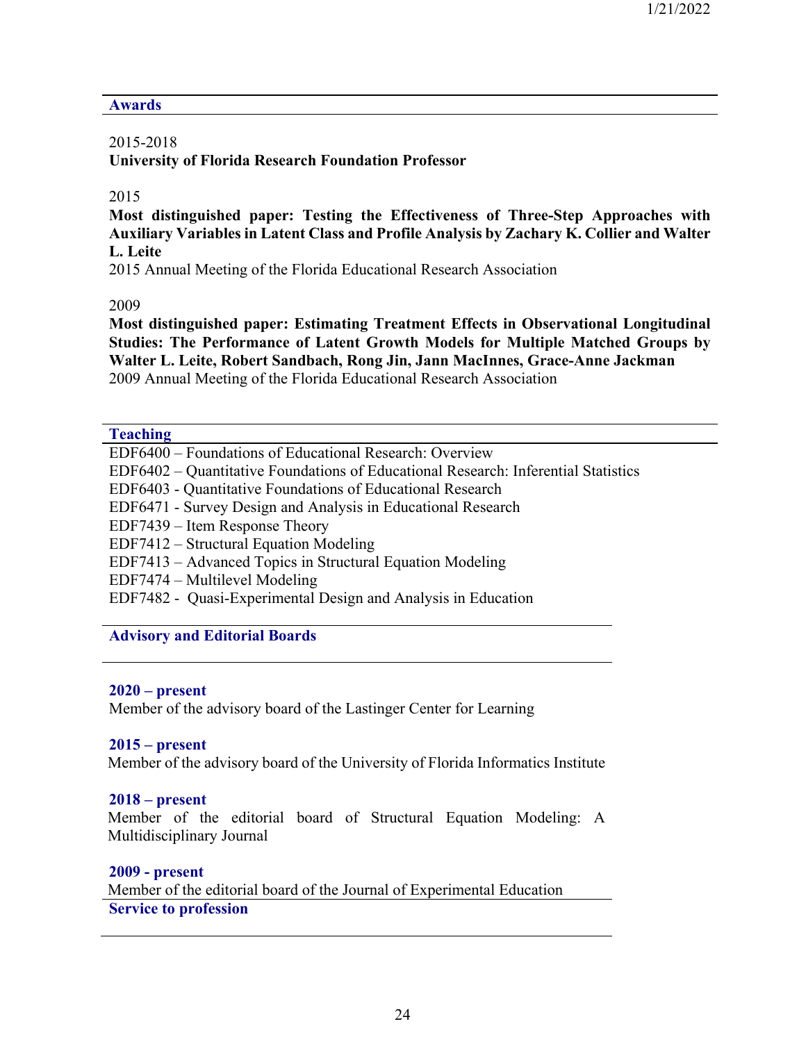## Awards

2015-2018
**University of Florida Research Foundation Professor**

2015
**Most distinguished paper: Testing the Effectiveness of Three-Step Approaches with Auxiliary Variables in Latent Class and Profile Analysis by Zachary K. Collier and Walter L. Leite**
2015 Annual Meeting of the Florida Educational Research Association

2009
**Most distinguished paper: Estimating Treatment Effects in Observational Longitudinal Studies: The Performance of Latent Growth Models for Multiple Matched Groups by Walter L. Leite, Robert Sandbach, Rong Jin, Jann MacInnes, Grace-Anne Jackman**
2009 Annual Meeting of the Florida Educational Research Association

## Teaching

EDF6400 – Foundations of Educational Research: Overview
EDF6402 – Quantitative Foundations of Educational Research: Inferential Statistics
EDF6403 - Quantitative Foundations of Educational Research
EDF6471 - Survey Design and Analysis in Educational Research
EDF7439 – Item Response Theory
EDF7412 – Structural Equation Modeling
EDF7413 – Advanced Topics in Structural Equation Modeling
EDF7474 – Multilevel Modeling
EDF7482 - Quasi-Experimental Design and Analysis in Education

## Advisory and Editorial Boards

**2020 – present**
Member of the advisory board of the Lastinger Center for Learning

**2015 – present**
Member of the advisory board of the University of Florida Informatics Institute

**2018 – present**
Member of the editorial board of Structural Equation Modeling: A Multidisciplinary Journal

**2009 - present**
Member of the editorial board of the Journal of Experimental Education

## Service to profession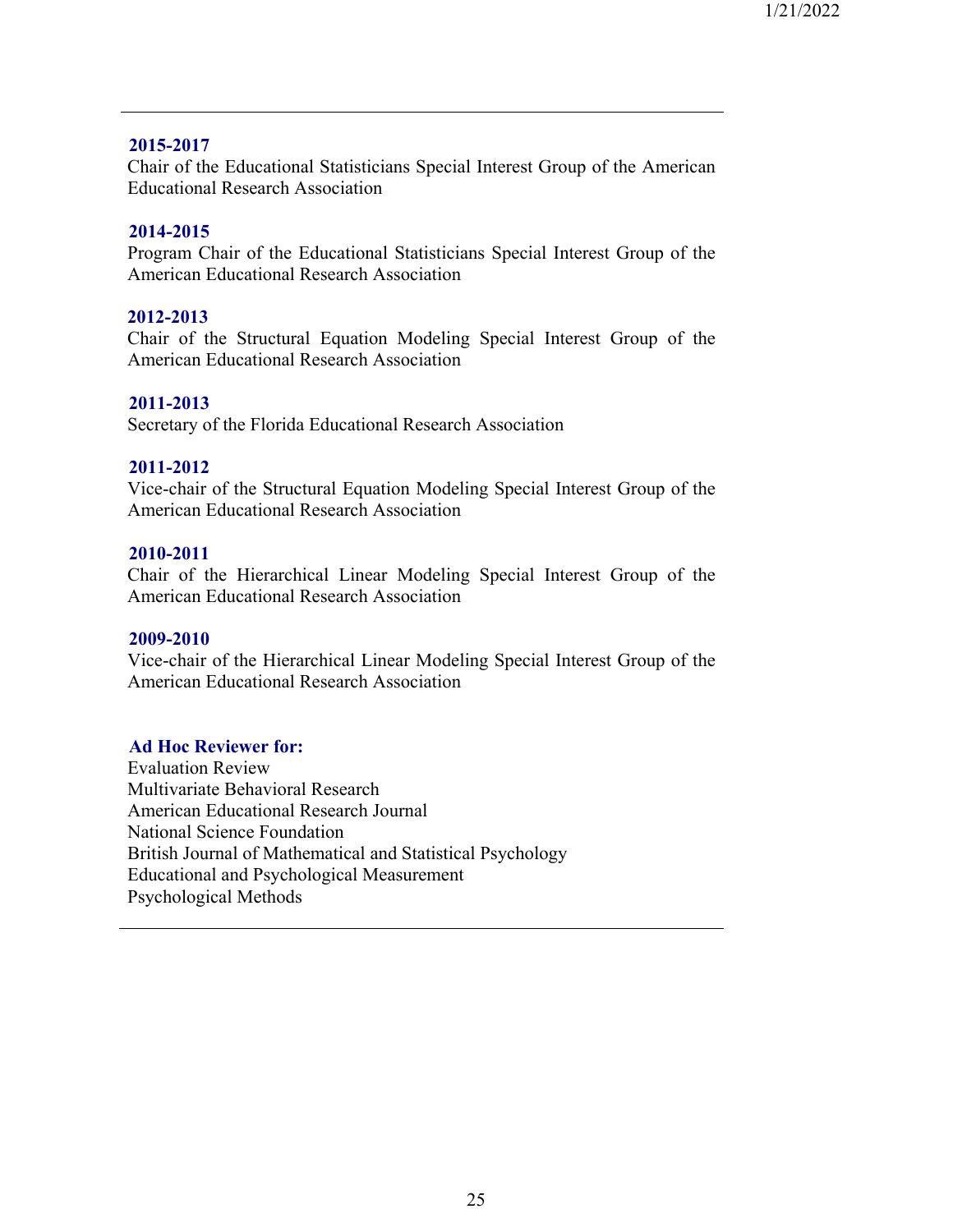**2015-2017**
Chair of the Educational Statisticians Special Interest Group of the American Educational Research Association

**2014-2015**
Program Chair of the Educational Statisticians Special Interest Group of the American Educational Research Association

**2012-2013**
Chair of the Structural Equation Modeling Special Interest Group of the American Educational Research Association

**2011-2013**
Secretary of the Florida Educational Research Association

**2011-2012**
Vice-chair of the Structural Equation Modeling Special Interest Group of the American Educational Research Association

**2010-2011**
Chair of the Hierarchical Linear Modeling Special Interest Group of the American Educational Research Association

**2009-2010**
Vice-chair of the Hierarchical Linear Modeling Special Interest Group of the American Educational Research Association

**Ad Hoc Reviewer for:**
Evaluation Review
Multivariate Behavioral Research
American Educational Research Journal
National Science Foundation
British Journal of Mathematical and Statistical Psychology
Educational and Psychological Measurement
Psychological Methods